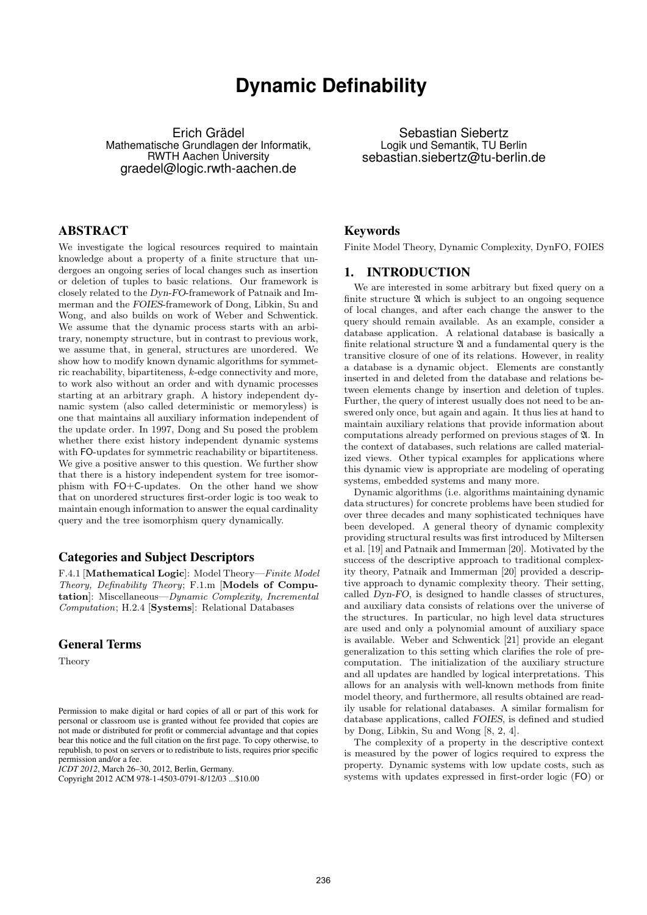# Dynamic Definability

Erich Grädel
Mathematische Grundlagen der Informatik,
RWTH Aachen University
graedel@logic.rwth-aachen.de

Sebastian Siebertz
Logik und Semantik, TU Berlin
sebastian.siebertz@tu-berlin.de

## ABSTRACT

We investigate the logical resources required to maintain knowledge about a property of a finite structure that undergoes an ongoing series of local changes such as insertion or deletion of tuples to basic relations. Our framework is closely related to the *Dyn-FO*-framework of Patnaik and Immerman and the *FOIES*-framework of Dong, Libkin, Su and Wong, and also builds on work of Weber and Schwentick. We assume that the dynamic process starts with an arbitrary, nonempty structure, but in contrast to previous work, we assume that, in general, structures are unordered. We show how to modify known dynamic algorithms for symmetric reachability, bipartiteness, $k$-edge connectivity and more, to work also without an order and with dynamic processes starting at an arbitrary graph. A history independent dynamic system (also called deterministic or memoryless) is one that maintains all auxiliary information independent of the update order. In 1997, Dong and Su posed the problem whether there exist history independent dynamic systems with FO-updates for symmetric reachability or bipartiteness. We give a positive answer to this question. We further show that there is a history independent system for tree isomorphism with FO+C-updates. On the other hand we show that on unordered structures first-order logic is too weak to maintain enough information to answer the equal cardinality query and the tree isomorphism query dynamically.

### Categories and Subject Descriptors

F.4.1 [**Mathematical Logic**]: Model Theory—*Finite Model Theory, Definability Theory*; F.1.m [**Models of Computation**]: Miscellaneous—*Dynamic Complexity, Incremental Computation*; H.2.4 [**Systems**]: Relational Databases

### General Terms

Theory

### Keywords

Finite Model Theory, Dynamic Complexity, DynFO, FOIES

## 1. INTRODUCTION

We are interested in some arbitrary but fixed query on a finite structure $\mathfrak{A}$ which is subject to an ongoing sequence of local changes, and after each change the answer to the query should remain available. As an example, consider a database application. A relational database is basically a finite relational structure $\mathfrak{A}$ and a fundamental query is the transitive closure of one of its relations. However, in reality a database is a dynamic object. Elements are constantly inserted in and deleted from the database and relations between elements change by insertion and deletion of tuples. Further, the query of interest usually does not need to be answered only once, but again and again. It thus lies at hand to maintain auxiliary relations that provide information about computations already performed on previous stages of $\mathfrak{A}$. In the context of databases, such relations are called materialized views. Other typical examples for applications where this dynamic view is appropriate are modeling of operating systems, embedded systems and many more.

Dynamic algorithms (i.e. algorithms maintaining dynamic data structures) for concrete problems have been studied for over three decades and many sophisticated techniques have been developed. A general theory of dynamic complexity providing structural results was first introduced by Miltersen et al. [19] and Patnaik and Immerman [20]. Motivated by the success of the descriptive approach to traditional complexity theory, Patnaik and Immerman [20] provided a descriptive approach to dynamic complexity theory. Their setting, called *Dyn-FO*, is designed to handle classes of structures, and auxiliary data consists of relations over the universe of the structures. In particular, no high level data structures are used and only a polynomial amount of auxiliary space is available. Weber and Schwentick [21] provide an elegant generalization to this setting which clarifies the role of precomputation. The initialization of the auxiliary structure and all updates are handled by logical interpretations. This allows for an analysis with well-known methods from finite model theory, and furthermore, all results obtained are readily usable for relational databases. A similar formalism for database applications, called *FOIES*, is defined and studied by Dong, Libkin, Su and Wong [8, 2, 4].

The complexity of a property in the descriptive context is measured by the power of logics required to express the property. Dynamic systems with low update costs, such as systems with updates expressed in first-order logic (FO) or

Permission to make digital or hard copies of all or part of this work for personal or classroom use is granted without fee provided that copies are not made or distributed for profit or commercial advantage and that copies bear this notice and the full citation on the first page. To copy otherwise, to republish, to post on servers or to redistribute to lists, requires prior specific permission and/or a fee.
*ICDT 2012*, March 26–30, 2012, Berlin, Germany.
Copyright 2012 ACM 978-1-4503-0791-8/12/03 ...$10.00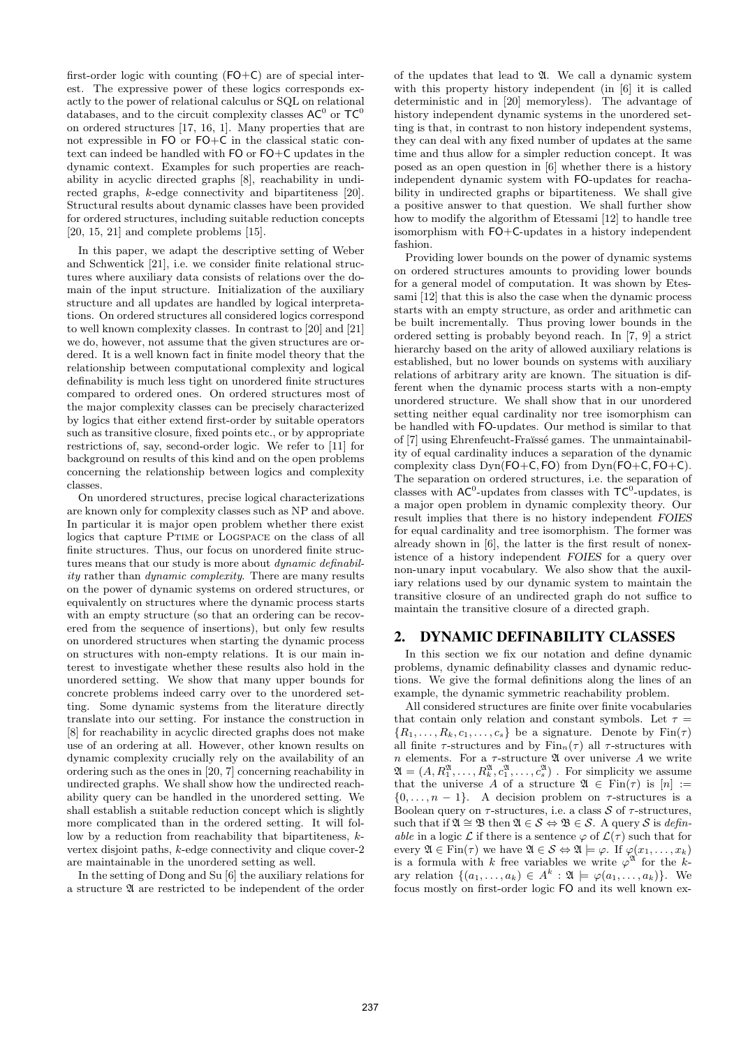first-order logic with counting (FO+C) are of special interest. The expressive power of these logics corresponds exactly to the power of relational calculus or SQL on relational databases, and to the circuit complexity classes $\mathsf{AC}^0$ or $\mathsf{TC}^0$ on ordered structures [17, 16, 1]. Many properties that are not expressible in FO or FO+C in the classical static context can indeed be handled with FO or FO+C updates in the dynamic context. Examples for such properties are reachability in acyclic directed graphs [8], reachability in undirected graphs, $k$-edge connectivity and bipartiteness [20]. Structural results about dynamic classes have been provided for ordered structures, including suitable reduction concepts [20, 15, 21] and complete problems [15].

In this paper, we adapt the descriptive setting of Weber and Schwentick [21], i.e. we consider finite relational structures where auxiliary data consists of relations over the domain of the input structure. Initialization of the auxiliary structure and all updates are handled by logical interpretations. On ordered structures all considered logics correspond to well known complexity classes. In contrast to [20] and [21] we do, however, not assume that the given structures are ordered. It is a well known fact in finite model theory that the relationship between computational complexity and logical definability is much less tight on unordered finite structures compared to ordered ones. On ordered structures most of the major complexity classes can be precisely characterized by logics that either extend first-order by suitable operators such as transitive closure, fixed points etc., or by appropriate restrictions of, say, second-order logic. We refer to [11] for background on results of this kind and on the open problems concerning the relationship between logics and complexity classes.

On unordered structures, precise logical characterizations are known only for complexity classes such as NP and above. In particular it is major open problem whether there exist logics that capture PTIME or LOGSPACE on the class of all finite structures. Thus, our focus on unordered finite structures means that our study is more about *dynamic definability* rather than *dynamic complexity*. There are many results on the power of dynamic systems on ordered structures, or equivalently on structures where the dynamic process starts with an empty structure (so that an ordering can be recovered from the sequence of insertions), but only few results on unordered structures when starting the dynamic process on structures with non-empty relations. It is our main interest to investigate whether these results also hold in the unordered setting. We show that many upper bounds for concrete problems indeed carry over to the unordered setting. Some dynamic systems from the literature directly translate into our setting. For instance the construction in [8] for reachability in acyclic directed graphs does not make use of an ordering at all. However, other known results on dynamic complexity crucially rely on the availability of an ordering such as the ones in [20, 7] concerning reachability in undirected graphs. We shall show how the undirected reachability query can be handled in the unordered setting. We shall establish a suitable reduction concept which is slightly more complicated than in the ordered setting. It will follow by a reduction from reachability that bipartiteness, $k$-vertex disjoint paths, $k$-edge connectivity and clique cover-2 are maintainable in the unordered setting as well.

In the setting of Dong and Su [6] the auxiliary relations for a structure $\mathfrak{A}$ are restricted to be independent of the order of the updates that lead to $\mathfrak{A}$. We call a dynamic system with this property history independent (in [6] it is called deterministic and in [20] memoryless). The advantage of history independent dynamic systems in the unordered setting is that, in contrast to non history independent systems, they can deal with any fixed number of updates at the same time and thus allow for a simpler reduction concept. It was posed as an open question in [6] whether there is a history independent dynamic system with FO-updates for reachability in undirected graphs or bipartiteness. We shall give a positive answer to that question. We shall further show how to modify the algorithm of Etessami [12] to handle tree isomorphism with FO+C-updates in a history independent fashion.

Providing lower bounds on the power of dynamic systems on ordered structures amounts to providing lower bounds for a general model of computation. It was shown by Etessami [12] that this is also the case when the dynamic process starts with an empty structure, as order and arithmetic can be built incrementally. Thus proving lower bounds in the ordered setting is probably beyond reach. In [7, 9] a strict hierarchy based on the arity of allowed auxiliary relations is established, but no lower bounds on systems with auxiliary relations of arbitrary arity are known. The situation is different when the dynamic process starts with a non-empty unordered structure. We shall show that in our unordered setting neither equal cardinality nor tree isomorphism can be handled with FO-updates. Our method is similar to that of [7] using Ehrenfeucht-Fraïssé games. The unmaintainability of equal cardinality induces a separation of the dynamic complexity class Dyn(FO+C, FO) from Dyn(FO+C, FO+C). The separation on ordered structures, i.e. the separation of classes with $\mathsf{AC}^0$-updates from classes with $\mathsf{TC}^0$-updates, is a major open problem in dynamic complexity theory. Our result implies that there is no history independent *FOIES* for equal cardinality and tree isomorphism. The former was already shown in [6], the latter is the first result of nonexistence of a history independent *FOIES* for a query over non-unary input vocabulary. We also show that the auxiliary relations used by our dynamic system to maintain the transitive closure of an undirected graph do not suffice to maintain the transitive closure of a directed graph.

## 2. DYNAMIC DEFINABILITY CLASSES

In this section we fix our notation and define dynamic problems, dynamic definability classes and dynamic reductions. We give the formal definitions along the lines of an example, the dynamic symmetric reachability problem.

All considered structures are finite over finite vocabularies that contain only relation and constant symbols. Let $\tau = \{R_1, \ldots, R_k, c_1, \ldots, c_s\}$ be a signature. Denote by $\mathrm{Fin}(\tau)$ all finite $\tau$-structures and by $\mathrm{Fin}_n(\tau)$ all $\tau$-structures with $n$ elements. For a $\tau$-structure $\mathfrak{A}$ over universe $A$ we write $\mathfrak{A} = (A, R_1^{\mathfrak{A}}, \ldots, R_k^{\mathfrak{A}}, c_1^{\mathfrak{A}}, \ldots, c_s^{\mathfrak{A}})$ . For simplicity we assume that the universe $A$ of a structure $\mathfrak{A} \in \mathrm{Fin}(\tau)$ is $[n] := \{0, \ldots, n-1\}$. A decision problem on $\tau$-structures is a Boolean query on $\tau$-structures, i.e. a class $\mathcal{S}$ of $\tau$-structures, such that if $\mathfrak{A} \cong \mathfrak{B}$ then $\mathfrak{A} \in \mathcal{S} \Leftrightarrow \mathfrak{B} \in \mathcal{S}$. A query $\mathcal{S}$ is *definable* in a logic $\mathcal{L}$ if there is a sentence $\varphi$ of $\mathcal{L}(\tau)$ such that for every $\mathfrak{A} \in \mathrm{Fin}(\tau)$ we have $\mathfrak{A} \in \mathcal{S} \Leftrightarrow \mathfrak{A} \models \varphi$. If $\varphi(x_1, \ldots, x_k)$ is a formula with $k$ free variables we write $\varphi^{\mathfrak{A}}$ for the $k$-ary relation $\{(a_1, \ldots, a_k) \in A^k : \mathfrak{A} \models \varphi(a_1, \ldots, a_k)\}$. We focus mostly on first-order logic FO and its well known ex-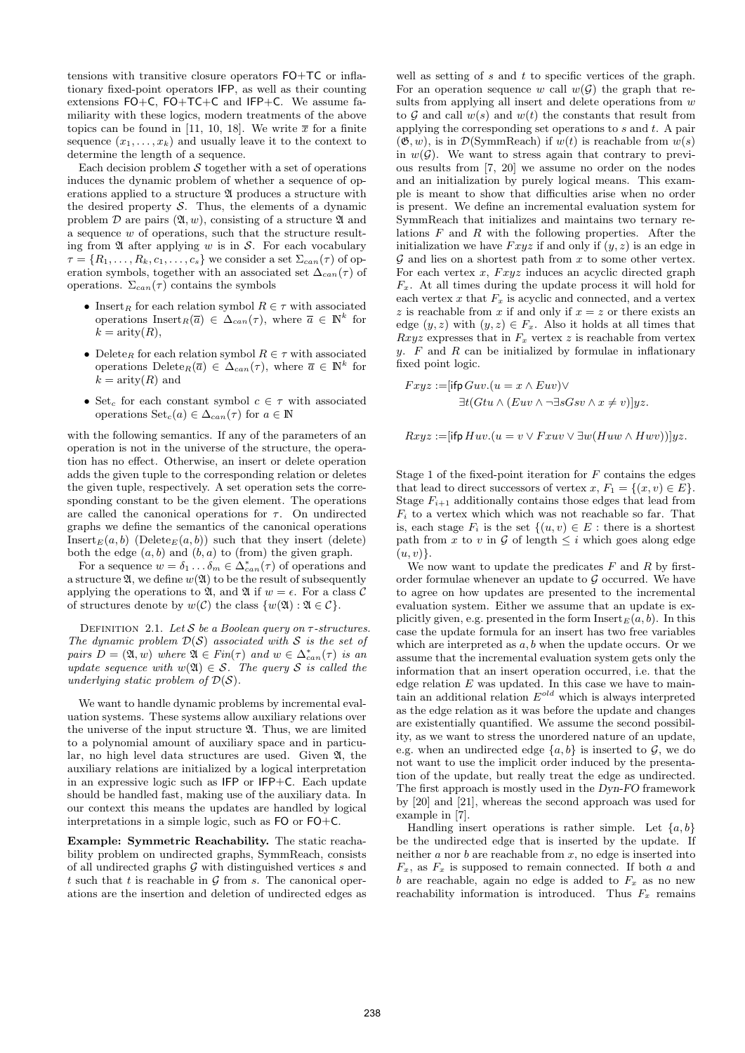tensions with transitive closure operators FO+TC or inflationary fixed-point operators IFP, as well as their counting extensions FO+C, FO+TC+C and IFP+C. We assume familiarity with these logics, modern treatments of the above topics can be found in [11, 10, 18]. We write $\overline{x}$ for a finite sequence $(x_1, \ldots, x_k)$ and usually leave it to the context to determine the length of a sequence.

Each decision problem $\mathcal{S}$ together with a set of operations induces the dynamic problem of whether a sequence of operations applied to a structure $\mathfrak{A}$ produces a structure with the desired property $\mathcal{S}$. Thus, the elements of a dynamic problem $\mathcal{D}$ are pairs $(\mathfrak{A}, w)$, consisting of a structure $\mathfrak{A}$ and a sequence $w$ of operations, such that the structure resulting from $\mathfrak{A}$ after applying $w$ is in $\mathcal{S}$. For each vocabulary $\tau = \{R_1, \ldots, R_k, c_1, \ldots, c_s\}$ we consider a set $\Sigma_{can}(\tau)$ of operation symbols, together with an associated set $\Delta_{can}(\tau)$ of operations. $\Sigma_{can}(\tau)$ contains the symbols

- $\text{Insert}_R$ for each relation symbol $R \in \tau$ with associated operations $\text{Insert}_R(\overline{a}) \in \Delta_{can}(\tau)$, where $\overline{a} \in \mathbb{N}^k$ for $k = \text{arity}(R)$,
- $\text{Delete}_R$ for each relation symbol $R \in \tau$ with associated operations $\text{Delete}_R(\overline{a}) \in \Delta_{can}(\tau)$, where $\overline{a} \in \mathbb{N}^k$ for $k = \text{arity}(R)$ and
- $\text{Set}_c$ for each constant symbol $c \in \tau$ with associated operations $\text{Set}_c(a) \in \Delta_{can}(\tau)$ for $a \in \mathbb{N}$

with the following semantics. If any of the parameters of an operation is not in the universe of the structure, the operation has no effect. Otherwise, an insert or delete operation adds the given tuple to the corresponding relation or deletes the given tuple, respectively. A set operation sets the corresponding constant to be the given element. The operations are called the canonical operations for $\tau$. On undirected graphs we define the semantics of the canonical operations $\text{Insert}_E(a, b)$ ($\text{Delete}_E(a, b)$) such that they insert (delete) both the edge $(a, b)$ and $(b, a)$ to (from) the given graph.

For a sequence $w = \delta_1 \ldots \delta_m \in \Delta^*_{can}(\tau)$ of operations and a structure $\mathfrak{A}$, we define $w(\mathfrak{A})$ to be the result of subsequently applying the operations to $\mathfrak{A}$, and $\mathfrak{A}$ if $w = \epsilon$. For a class $\mathcal{C}$ of structures denote by $w(\mathcal{C})$ the class $\{w(\mathfrak{A}) : \mathfrak{A} \in \mathcal{C}\}$.

Definition 2.1. *Let $\mathcal{S}$ be a Boolean query on $\tau$-structures. The dynamic problem $\mathcal{D}(\mathcal{S})$ associated with $\mathcal{S}$ is the set of pairs $D = (\mathfrak{A}, w)$ where $\mathfrak{A} \in Fin(\tau)$ and $w \in \Delta^*_{can}(\tau)$ is an update sequence with $w(\mathfrak{A}) \in \mathcal{S}$. The query $\mathcal{S}$ is called the underlying static problem of $\mathcal{D}(\mathcal{S})$.*

We want to handle dynamic problems by incremental evaluation systems. These systems allow auxiliary relations over the universe of the input structure $\mathfrak{A}$. Thus, we are limited to a polynomial amount of auxiliary space and in particular, no high level data structures are used. Given $\mathfrak{A}$, the auxiliary relations are initialized by a logical interpretation in an expressive logic such as IFP or IFP+C. Each update should be handled fast, making use of the auxiliary data. In our context this means the updates are handled by logical interpretations in a simple logic, such as FO or FO+C.

**Example: Symmetric Reachability.** The static reachability problem on undirected graphs, SymmReach, consists of all undirected graphs $\mathcal{G}$ with distinguished vertices $s$ and $t$ such that $t$ is reachable in $\mathcal{G}$ from $s$. The canonical operations are the insertion and deletion of undirected edges as well as setting of $s$ and $t$ to specific vertices of the graph. For an operation sequence $w$ call $w(\mathcal{G})$ the graph that results from applying all insert and delete operations from $w$ to $\mathcal{G}$ and call $w(s)$ and $w(t)$ the constants that result from applying the corresponding set operations to $s$ and $t$. A pair $(\mathfrak{G}, w)$, is in $\mathcal{D}(\text{SymmReach})$ if $w(t)$ is reachable from $w(s)$ in $w(\mathcal{G})$. We want to stress again that contrary to previous results from [7, 20] we assume no order on the nodes and an initialization by purely logical means. This example is meant to show that difficulties arise when no order is present. We define an incremental evaluation system for SymmReach that initializes and maintains two ternary relations $F$ and $R$ with the following properties. After the initialization we have $Fxyz$ if and only if $(y, z)$ is an edge in $\mathcal{G}$ and lies on a shortest path from $x$ to some other vertex. For each vertex $x$, $Fxyz$ induces an acyclic directed graph $F_x$. At all times during the update process it will hold for each vertex $x$ that $F_x$ is acyclic and connected, and a vertex $z$ is reachable from $x$ if and only if $x = z$ or there exists an edge $(y, z)$ with $(y, z) \in F_x$. Also it holds at all times that $Rxyz$ expresses that in $F_x$ vertex $z$ is reachable from vertex $y$. $F$ and $R$ can be initialized by formulae in inflationary fixed point logic.

$$
\begin{aligned}
Fxyz :=& [\mathsf{ifp}\, Guv.(u = x \wedge Euv) \vee \\
& \exists t(Gtu \wedge (Euv \wedge \neg \exists s Gsv \wedge x \neq v))]yz.
\end{aligned}
$$

$$
Rxyz := [\mathsf{ifp}\, Huv.(u = v \vee Fxuv \vee \exists w(Huw \wedge Hwv))]yz.
$$

Stage 1 of the fixed-point iteration for $F$ contains the edges that lead to direct successors of vertex $x$, $F_1 = \{(x, v) \in E\}$. Stage $F_{i+1}$ additionally contains those edges that lead from $F_i$ to a vertex which which was not reachable so far. That is, each stage $F_i$ is the set $\{(u, v) \in E :$ there is a shortest path from $x$ to $v$ in $\mathcal{G}$ of length $\leq i$ which goes along edge $(u, v)\}$.

We now want to update the predicates $F$ and $R$ by first-order formulae whenever an update to $\mathcal{G}$ occurred. We have to agree on how updates are presented to the incremental evaluation system. Either we assume that an update is explicitly given, e.g. presented in the form $\text{Insert}_E(a, b)$. In this case the update formula for an insert has two free variables which are interpreted as $a, b$ when the update occurs. Or we assume that the incremental evaluation system gets only the information that an insert operation occurred, i.e. that the edge relation $E$ was updated. In this case we have to maintain an additional relation $E^{old}$ which is always interpreted as the edge relation as it was before the update and changes are existentially quantified. We assume the second possibility, as we want to stress the unordered nature of an update, e.g. when an undirected edge $\{a, b\}$ is inserted to $\mathcal{G}$, we do not want to use the implicit order induced by the presentation of the update, but really treat the edge as undirected. The first approach is mostly used in the *Dyn-FO* framework by [20] and [21], whereas the second approach was used for example in [7].

Handling insert operations is rather simple. Let $\{a, b\}$ be the undirected edge that is inserted by the update. If neither $a$ nor $b$ are reachable from $x$, no edge is inserted into $F_x$, as $F_x$ is supposed to remain connected. If both $a$ and $b$ are reachable, again no edge is added to $F_x$ as no new reachability information is introduced. Thus $F_x$ remains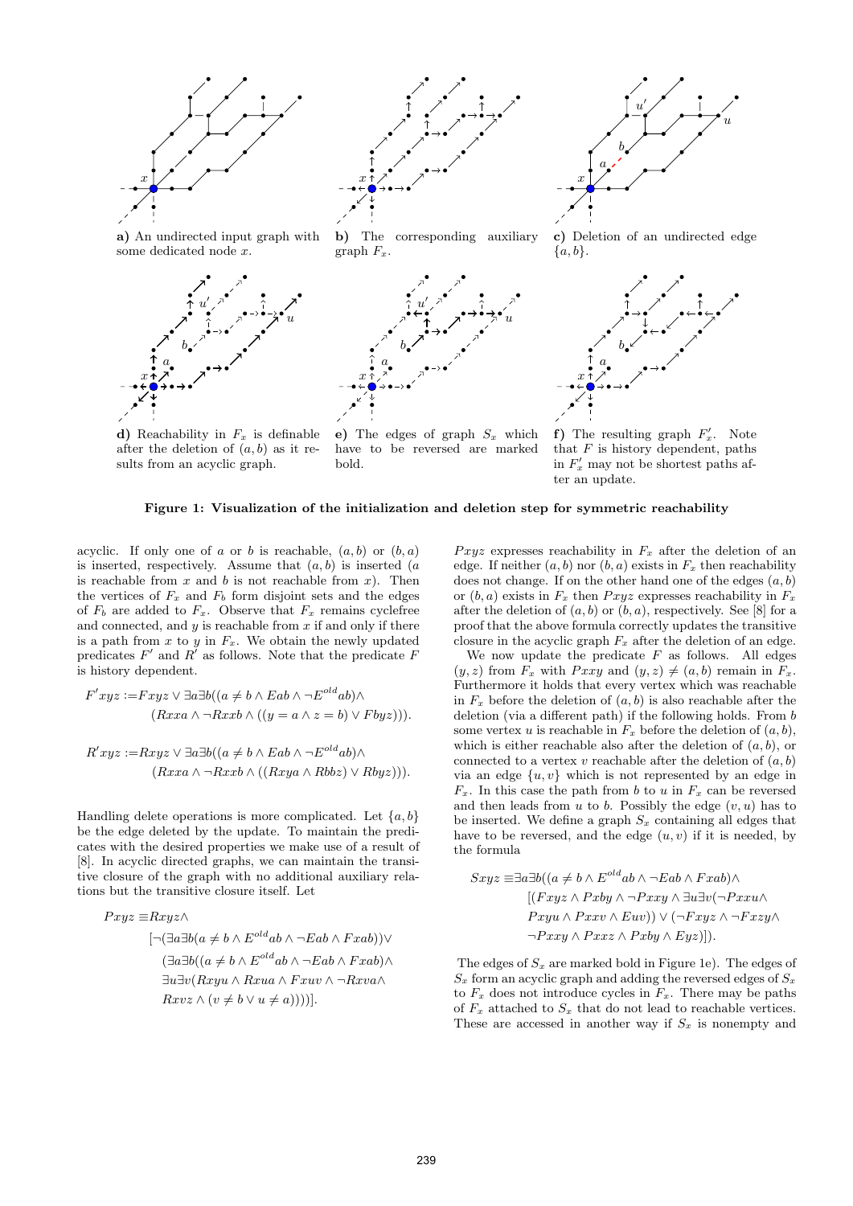**a)** An undirected input graph with some dedicated node $x$.

**b)** The corresponding auxiliary graph $F_x$.

**c)** Deletion of an undirected edge $\{a, b\}$.

**d)** Reachability in $F_x$ is definable after the deletion of $(a, b)$ as it results from an acyclic graph.

**e)** The edges of graph $S_x$ which have to be reversed are marked bold.

**f)** The resulting graph $F'_x$. Note that $F$ is history dependent, paths in $F'_x$ may not be shortest paths after an update.

**Figure 1: Visualization of the initialization and deletion step for symmetric reachability**

acyclic. If only one of $a$ or $b$ is reachable, $(a, b)$ or $(b, a)$ is inserted, respectively. Assume that $(a, b)$ is inserted ($a$ is reachable from $x$ and $b$ is not reachable from $x$). Then the vertices of $F_x$ and $F_b$ form disjoint sets and the edges of $F_b$ are added to $F_x$. Observe that $F_x$ remains cyclefree and connected, and $y$ is reachable from $x$ if and only if there is a path from $x$ to $y$ in $F_x$. We obtain the newly updated predicates $F'$ and $R'$ as follows. Note that the predicate $F$ is history dependent.

$$F'xyz := Fxyz \lor \exists a \exists b((a \neq b \land Eab \land \neg E^{old}ab)\land (Rxxa \land \neg Rxxb \land ((y = a \land z = b) \lor Fbyz))).$$

$$R'xyz := Rxyz \lor \exists a \exists b((a \neq b \land Eab \land \neg E^{old}ab)\land (Rxxa \land \neg Rxxb \land ((Rxya \land Rbbz) \lor Rbyz))).$$

Handling delete operations is more complicated. Let $\{a, b\}$ be the edge deleted by the update. To maintain the predicates with the desired properties we make use of a result of [8]. In acyclic directed graphs, we can maintain the transitive closure of the graph with no additional auxiliary relations but the transitive closure itself. Let

$$\begin{aligned}Pxyz \equiv\, & Rxyz\land \\ & [\neg(\exists a\exists b(a \neq b \land E^{old}ab \land \neg Eab \land Fxab))\lor \\ & (\exists a\exists b((a \neq b \land E^{old}ab \land \neg Eab \land Fxab)\land \\ & \exists u\exists v(Rxyu \land Rxua \land Fxuv \land \neg Rxva\land \\ & Rxvz \land (v \neq b \lor u \neq a))))].\end{aligned}$$

$Pxyz$ expresses reachability in $F_x$ after the deletion of an edge. If neither $(a, b)$ nor $(b, a)$ exists in $F_x$ then reachability does not change. If on the other hand one of the edges $(a, b)$ or $(b, a)$ exists in $F_x$ then $Pxyz$ expresses reachability in $F_x$ after the deletion of $(a, b)$ or $(b, a)$, respectively. See [8] for a proof that the above formula correctly updates the transitive closure in the acyclic graph $F_x$ after the deletion of an edge.

We now update the predicate $F$ as follows. All edges $(y, z)$ from $F_x$ with $Pxxy$ and $(y, z) \neq (a, b)$ remain in $F_x$. Furthermore it holds that every vertex which was reachable in $F_x$ before the deletion of $(a, b)$ is also reachable after the deletion (via a different path) if the following holds. From $b$ some vertex $u$ is reachable in $F_x$ before the deletion of $(a, b)$, which is either reachable also after the deletion of $(a, b)$, or connected to a vertex $v$ reachable after the deletion of $(a, b)$ via an edge $\{u, v\}$ which is not represented by an edge in $F_x$. In this case the path from $b$ to $u$ in $F_x$ can be reversed and then leads from $u$ to $b$. Possibly the edge $(v, u)$ has to be inserted. We define a graph $S_x$ containing all edges that have to be reversed, and the edge $(u, v)$ if it is needed, by the formula

$$\begin{aligned}Sxyz \equiv\, & \exists a\exists b((a \neq b \land E^{old}ab \land \neg Eab \land Fxab)\land \\ & [(Fxyz \land Pxby \land \neg Pxxy \land \exists u\exists v(\neg Pxxu\land \\ & Pxyu \land Pxxv \land Euv)) \lor (\neg Fxyz \land \neg Fxzy\land \\ & \neg Pxxy \land Pxxz \land Pxby \land Eyz)]).\end{aligned}$$

The edges of $S_x$ are marked bold in Figure 1e). The edges of $S_x$ form an acyclic graph and adding the reversed edges of $S_x$ to $F_x$ does not introduce cycles in $F_x$. There may be paths of $F_x$ attached to $S_x$ that do not lead to reachable vertices. These are accessed in another way if $S_x$ is nonempty and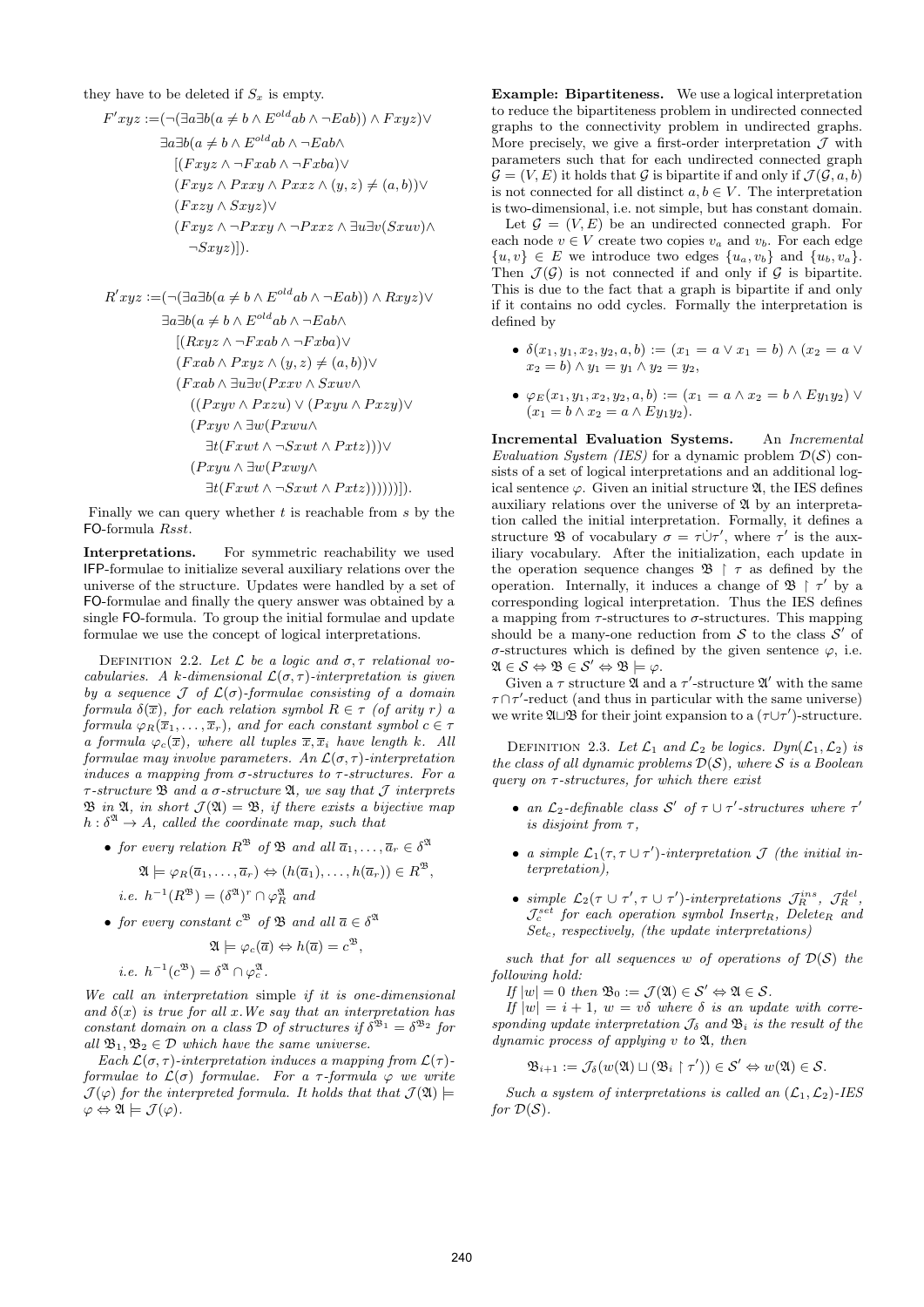they have to be deleted if $S_x$ is empty.

$$
\begin{aligned}
F'xyz := &(\neg(\exists a \exists b(a \neq b \wedge E^{old}ab \wedge \neg Eab)) \wedge Fxyz) \vee \\
&\exists a \exists b(a \neq b \wedge E^{old}ab \wedge \neg Eab \wedge \\
&\quad [(Fxyz \wedge \neg Fxab \wedge \neg Fxba) \vee \\
&\quad (Fxyz \wedge Pxxy \wedge Pxxz \wedge (y,z) \neq (a,b)) \vee \\
&\quad (Fxzy \wedge Sxyz) \vee \\
&\quad (Fxyz \wedge \neg Pxxy \wedge \neg Pxxz \wedge \exists u \exists v(Sxuv) \wedge \\
&\qquad \neg Sxyz)]).
\end{aligned}
$$

$$
\begin{aligned}
R'xyz := &(\neg(\exists a \exists b(a \neq b \wedge E^{old}ab \wedge \neg Eab)) \wedge Rxyz) \vee \\
&\exists a \exists b(a \neq b \wedge E^{old}ab \wedge \neg Eab \wedge \\
&\quad [(Rxyz \wedge \neg Fxab \wedge \neg Fxba) \vee \\
&\quad (Fxab \wedge Pxyz \wedge (y,z) \neq (a,b)) \vee \\
&\quad (Fxab \wedge \exists u \exists v(Pxxv \wedge Sxuv \wedge \\
&\qquad ((Pxyv \wedge Pxzu) \vee (Pxyu \wedge Pxzy) \vee \\
&\qquad (Pxyv \wedge \exists w(Pxwu \wedge \\
&\qquad\quad \exists t(Fxwt \wedge \neg Sxwt \wedge Pxtz))) \vee \\
&\qquad (Pxyu \wedge \exists w(Pxwy \wedge \\
&\qquad\quad \exists t(Fxwt \wedge \neg Sxwt \wedge Pxtz))))))]).
\end{aligned}
$$

Finally we can query whether $t$ is reachable from $s$ by the FO-formula $Rsst$.

**Interpretations.** For symmetric reachability we used IFP-formulae to initialize several auxiliary relations over the universe of the structure. Updates were handled by a set of FO-formulae and finally the query answer was obtained by a single FO-formula. To group the initial formulae and update formulae we use the concept of logical interpretations.

Definition 2.2. *Let $\mathcal{L}$ be a logic and $\sigma, \tau$ relational vocabularies. A $k$-dimensional $\mathcal{L}(\sigma,\tau)$-interpretation is given by a sequence $\mathcal{J}$ of $\mathcal{L}(\sigma)$-formulae consisting of a domain formula $\delta(\overline{x})$, for each relation symbol $R \in \tau$ (of arity $r$) a formula $\varphi_R(\overline{x}_1, \ldots, \overline{x}_r)$, and for each constant symbol $c \in \tau$ a formula $\varphi_c(\overline{x})$, where all tuples $\overline{x}, \overline{x}_i$ have length $k$. All formulae may involve parameters. An $\mathcal{L}(\sigma,\tau)$-interpretation induces a mapping from $\sigma$-structures to $\tau$-structures. For a $\tau$-structure $\mathfrak{B}$ and a $\sigma$-structure $\mathfrak{A}$, we say that $\mathcal{J}$ interprets $\mathfrak{B}$ in $\mathfrak{A}$, in short $\mathcal{J}(\mathfrak{A}) = \mathfrak{B}$, if there exists a bijective map $h : \delta^{\mathfrak{A}} \to A$, called the coordinate map, such that*

- *for every relation $R^{\mathfrak{B}}$ of $\mathfrak{B}$ and all $\overline{a}_1, \ldots, \overline{a}_r \in \delta^{\mathfrak{A}}$*
  $$\mathfrak{A} \models \varphi_R(\overline{a}_1, \ldots, \overline{a}_r) \Leftrightarrow (h(\overline{a}_1), \ldots, h(\overline{a}_r)) \in R^{\mathfrak{B}},$$
  *i.e. $h^{-1}(R^{\mathfrak{B}}) = (\delta^{\mathfrak{A}})^r \cap \varphi_R^{\mathfrak{A}}$ and*
- *for every constant $c^{\mathfrak{B}}$ of $\mathfrak{B}$ and all $\overline{a} \in \delta^{\mathfrak{A}}$*
  $$\mathfrak{A} \models \varphi_c(\overline{a}) \Leftrightarrow h(\overline{a}) = c^{\mathfrak{B}},$$
  *i.e. $h^{-1}(c^{\mathfrak{B}}) = \delta^{\mathfrak{A}} \cap \varphi_c^{\mathfrak{A}}$.*

*We call an interpretation* simple *if it is one-dimensional and $\delta(x)$ is true for all $x$. We say that an interpretation has constant domain on a class $\mathcal{D}$ of structures if $\delta^{\mathfrak{B}_1} = \delta^{\mathfrak{B}_2}$ for all $\mathfrak{B}_1, \mathfrak{B}_2 \in \mathcal{D}$ which have the same universe.*

Each $\mathcal{L}(\sigma,\tau)$-interpretation induces a mapping from $\mathcal{L}(\tau)$-formulae to $\mathcal{L}(\sigma)$ formulae. For a $\tau$-formula $\varphi$ we write $\mathcal{J}(\varphi)$ for the interpreted formula. It holds that that $\mathcal{J}(\mathfrak{A}) \models \varphi \Leftrightarrow \mathfrak{A} \models \mathcal{J}(\varphi)$.

**Example: Bipartiteness.** We use a logical interpretation to reduce the bipartiteness problem in undirected connected graphs to the connectivity problem in undirected graphs. More precisely, we give a first-order interpretation $\mathcal{J}$ with parameters such that for each undirected connected graph $\mathcal{G} = (V, E)$ it holds that $\mathcal{G}$ is bipartite if and only if $\mathcal{J}(\mathcal{G}, a, b)$ is not connected for all distinct $a, b \in V$. The interpretation is two-dimensional, i.e. not simple, but has constant domain.

Let $\mathcal{G} = (V, E)$ be an undirected connected graph. For each node $v \in V$ create two copies $v_a$ and $v_b$. For each edge $\{u, v\} \in E$ we introduce two edges $\{u_a, v_b\}$ and $\{u_b, v_a\}$. Then $\mathcal{J}(\mathcal{G})$ is not connected if and only if $\mathcal{G}$ is bipartite. This is due to the fact that a graph is bipartite if and only if it contains no odd cycles. Formally the interpretation is defined by

- $\delta(x_1, y_1, x_2, y_2, a, b) := (x_1 = a \vee x_1 = b) \wedge (x_2 = a \vee x_2 = b) \wedge y_1 = y_1 \wedge y_2 = y_2$,
- $\varphi_E(x_1, y_1, x_2, y_2, a, b) := (x_1 = a \wedge x_2 = b \wedge Ey_1y_2) \vee (x_1 = b \wedge x_2 = a \wedge Ey_1y_2)$.

**Incremental Evaluation Systems.** An *Incremental Evaluation System (IES)* for a dynamic problem $\mathcal{D}(\mathcal{S})$ consists of a set of logical interpretations and an additional logical sentence $\varphi$. Given an initial structure $\mathfrak{A}$, the IES defines auxiliary relations over the universe of $\mathfrak{A}$ by an interpretation called the initial interpretation. Formally, it defines a structure $\mathfrak{B}$ of vocabulary $\sigma = \tau \dot\cup \tau'$, where $\tau'$ is the auxiliary vocabulary. After the initialization, each update in the operation sequence changes $\mathfrak{B} \restriction \tau$ as defined by the operation. Internally, it induces a change of $\mathfrak{B} \restriction \tau'$ by a corresponding logical interpretation. Thus the IES defines a mapping from $\tau$-structures to $\sigma$-structures. This mapping should be a many-one reduction from $\mathcal{S}$ to the class $\mathcal{S}'$ of $\sigma$-structures which is defined by the given sentence $\varphi$, i.e. $\mathfrak{A} \in \mathcal{S} \Leftrightarrow \mathfrak{B} \in \mathcal{S}' \Leftrightarrow \mathfrak{B} \models \varphi$.

Given a $\tau$ structure $\mathfrak{A}$ and a $\tau'$-structure $\mathfrak{A}'$ with the same $\tau \cap \tau'$-reduct (and thus in particular with the same universe) we write $\mathfrak{A} \sqcup \mathfrak{B}$ for their joint expansion to a $(\tau \cup \tau')$-structure.

Definition 2.3. *Let $\mathcal{L}_1$ and $\mathcal{L}_2$ be logics. $Dyn(\mathcal{L}_1, \mathcal{L}_2)$ is the class of all dynamic problems $\mathcal{D}(\mathcal{S})$, where $\mathcal{S}$ is a Boolean query on $\tau$-structures, for which there exist*

- *an $\mathcal{L}_2$-definable class $\mathcal{S}'$ of $\tau \cup \tau'$-structures where $\tau'$ is disjoint from $\tau$,*
- *a simple $\mathcal{L}_1(\tau, \tau \cup \tau')$-interpretation $\mathcal{J}$ (the initial interpretation),*
- *simple $\mathcal{L}_2(\tau \cup \tau', \tau \cup \tau')$-interpretations $\mathcal{J}_R^{ins}$, $\mathcal{J}_R^{del}$, $\mathcal{J}_c^{set}$ for each operation symbol $Insert_R$, $Delete_R$ and $Set_c$, respectively, (the update interpretations)*

*such that for all sequences $w$ of operations of $\mathcal{D}(\mathcal{S})$ the following hold:*

*If $|w| = 0$ then $\mathfrak{B}_0 := \mathcal{J}(\mathfrak{A}) \in \mathcal{S}' \Leftrightarrow \mathfrak{A} \in \mathcal{S}$.*

*If $|w| = i + 1$, $w = v\delta$ where $\delta$ is an update with corresponding update interpretation $\mathcal{J}_\delta$ and $\mathfrak{B}_i$ is the result of the dynamic process of applying $v$ to $\mathfrak{A}$, then*

$$\mathfrak{B}_{i+1} := \mathcal{J}_\delta(w(\mathfrak{A}) \sqcup (\mathfrak{B}_i \restriction \tau')) \in \mathcal{S}' \Leftrightarrow w(\mathfrak{A}) \in \mathcal{S}.$$

*Such a system of interpretations is called an $(\mathcal{L}_1, \mathcal{L}_2)$-IES for $\mathcal{D}(\mathcal{S})$.*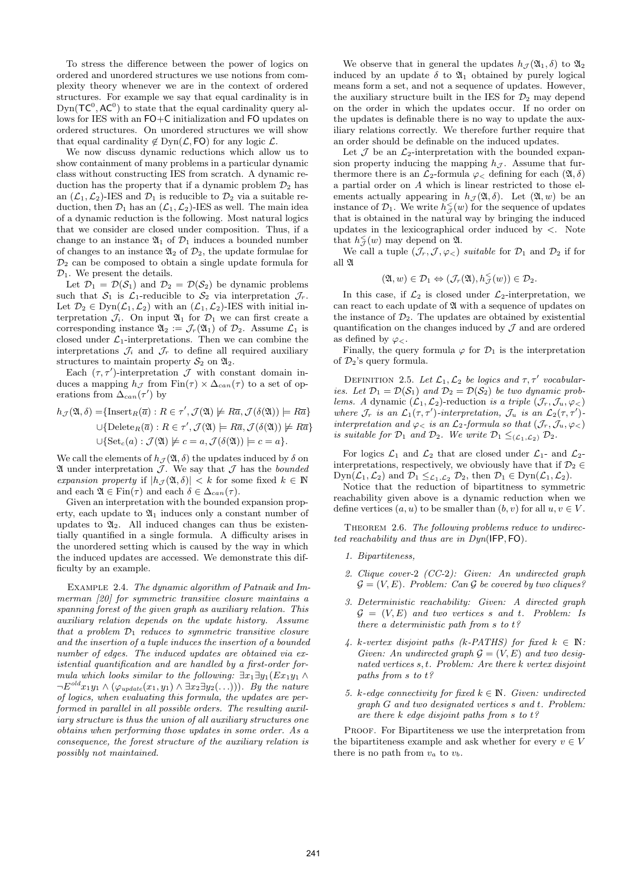To stress the difference between the power of logics on ordered and unordered structures we use notions from complexity theory whenever we are in the context of ordered structures. For example we say that equal cardinality is in $\text{Dyn}(\mathsf{TC}^0, \mathsf{AC}^0)$ to state that the equal cardinality query allows for IES with an $\mathsf{FO}{+}\mathsf{C}$ initialization and $\mathsf{FO}$ updates on ordered structures. On unordered structures we will show that equal cardinality $\notin \text{Dyn}(\mathcal{L}, \mathsf{FO})$ for any logic $\mathcal{L}$.

We now discuss dynamic reductions which allow us to show containment of many problems in a particular dynamic class without constructing IES from scratch. A dynamic reduction has the property that if a dynamic problem $\mathcal{D}_2$ has an $(\mathcal{L}_1, \mathcal{L}_2)$-IES and $\mathcal{D}_1$ is reducible to $\mathcal{D}_2$ via a suitable reduction, then $\mathcal{D}_1$ has an $(\mathcal{L}_1, \mathcal{L}_2)$-IES as well. The main idea of a dynamic reduction is the following. Most natural logics that we consider are closed under composition. Thus, if a change to an instance $\mathfrak{A}_1$ of $\mathcal{D}_1$ induces a bounded number of changes to an instance $\mathfrak{A}_2$ of $\mathcal{D}_2$, the update formulae for $\mathcal{D}_2$ can be composed to obtain a single update formula for $\mathcal{D}_1$. We present the details.

Let $\mathcal{D}_1 = \mathcal{D}(\mathcal{S}_1)$ and $\mathcal{D}_2 = \mathcal{D}(\mathcal{S}_2)$ be dynamic problems such that $\mathcal{S}_1$ is $\mathcal{L}_1$-reducible to $\mathcal{S}_2$ via interpretation $\mathcal{J}_r$. Let $\mathcal{D}_2 \in \text{Dyn}(\mathcal{L}_1, \mathcal{L}_2)$ with an $(\mathcal{L}_1, \mathcal{L}_2)$-IES with initial interpretation $\mathcal{J}_i$. On input $\mathfrak{A}_1$ for $\mathcal{D}_1$ we can first create a corresponding instance $\mathfrak{A}_2 := \mathcal{J}_r(\mathfrak{A}_1)$ of $\mathcal{D}_2$. Assume $\mathcal{L}_1$ is closed under $\mathcal{L}_1$-interpretations. Then we can combine the interpretations $\mathcal{J}_i$ and $\mathcal{J}_r$ to define all required auxiliary structures to maintain property $\mathcal{S}_2$ on $\mathfrak{A}_2$.

Each $(\tau, \tau')$-interpretation $\mathcal{J}$ with constant domain induces a mapping $h_{\mathcal{J}}$ from $\text{Fin}(\tau) \times \Delta_{can}(\tau)$ to a set of operations from $\Delta_{can}(\tau')$ by

$$
\begin{aligned}
h_{\mathcal{J}}(\mathfrak{A}, \delta) =& \{\text{Insert}_R(\overline{a}) : R \in \tau', \mathcal{J}(\mathfrak{A}) \not\models R\overline{a}, \mathcal{J}(\delta(\mathfrak{A})) \models R\overline{a}\} \\
&\cup \{\text{Delete}_R(\overline{a}) : R \in \tau', \mathcal{J}(\mathfrak{A}) \models R\overline{a}, \mathcal{J}(\delta(\mathfrak{A})) \not\models R\overline{a}\} \\
&\cup \{\text{Set}_c(a) : \mathcal{J}(\mathfrak{A}) \not\models c = a, \mathcal{J}(\delta(\mathfrak{A})) \models c = a\}.
\end{aligned}
$$

We call the elements of $h_{\mathcal{J}}(\mathfrak{A}, \delta)$ the updates induced by $\delta$ on $\mathfrak{A}$ under interpretation $\mathcal{J}$. We say that $\mathcal{J}$ has the *bounded expansion property* if $|h_{\mathcal{J}}(\mathfrak{A}, \delta)| < k$ for some fixed $k \in \mathbb{N}$ and each $\mathfrak{A} \in \text{Fin}(\tau)$ and each $\delta \in \Delta_{can}(\tau)$.

Given an interpretation with the bounded expansion property, each update to $\mathfrak{A}_1$ induces only a constant number of updates to $\mathfrak{A}_2$. All induced changes can thus be existentially quantified in a single formula. A difficulty arises in the unordered setting which is caused by the way in which the induced updates are accessed. We demonstrate this difficulty by an example.

EXAMPLE 2.4. *The dynamic algorithm of Patnaik and Immerman [20] for symmetric transitive closure maintains a spanning forest of the given graph as auxiliary relation. This auxiliary relation depends on the update history. Assume that a problem $\mathcal{D}_1$ reduces to symmetric transitive closure and the insertion of a tuple induces the insertion of a bounded number of edges. The induced updates are obtained via existential quantification and are handled by a first-order formula which looks similar to the following: $\exists x_1 \exists y_1 (Ex_1y_1 \wedge \neg E^{old}x_1y_1 \wedge (\varphi_{update}(x_1, y_1) \wedge \exists x_2 \exists y_2(\ldots)))$. By the nature of logics, when evaluating this formula, the updates are performed in parallel in all possible orders. The resulting auxiliary structure is thus the union of all auxiliary structures one obtains when performing those updates in some order. As a consequence, the forest structure of the auxiliary relation is possibly not maintained.*

We observe that in general the updates $h_{\mathcal{J}}(\mathfrak{A}_1, \delta)$ to $\mathfrak{A}_2$ induced by an update $\delta$ to $\mathfrak{A}_1$ obtained by purely logical means form a set, and not a sequence of updates. However, the auxiliary structure built in the IES for $\mathcal{D}_2$ may depend on the order in which the updates occur. If no order on the updates is definable there is no way to update the auxiliary relations correctly. We therefore further require that an order should be definable on the induced updates.

Let $\mathcal{J}$ be an $\mathcal{L}_2$-interpretation with the bounded expansion property inducing the mapping $h_{\mathcal{J}}$. Assume that furthermore there is an $\mathcal{L}_2$-formula $\varphi_<$ defining for each $(\mathfrak{A}, \delta)$ a partial order on $A$ which is linear restricted to those elements actually appearing in $h_{\mathcal{J}}(\mathfrak{A}, \delta)$. Let $(\mathfrak{A}, w)$ be an instance of $\mathcal{D}_1$. We write $h^<_{\mathcal{J}}(w)$ for the sequence of updates that is obtained in the natural way by bringing the induced updates in the lexicographical order induced by $<$. Note that $h^<_{\mathcal{J}}(w)$ may depend on $\mathfrak{A}$.

We call a tuple $(\mathcal{J}_r, \mathcal{J}, \varphi_<)$ *suitable* for $\mathcal{D}_1$ and $\mathcal{D}_2$ if for all $\mathfrak{A}$

$$(\mathfrak{A}, w) \in \mathcal{D}_1 \Leftrightarrow (\mathcal{J}_r(\mathfrak{A}), h^<_{\mathcal{J}}(w)) \in \mathcal{D}_2.$$

In this case, if $\mathcal{L}_2$ is closed under $\mathcal{L}_2$-interpretation, we can react to each update of $\mathfrak{A}$ with a sequence of updates on the instance of $\mathcal{D}_2$. The updates are obtained by existential quantification on the changes induced by $\mathcal{J}$ and are ordered as defined by $\varphi_<$.

Finally, the query formula $\varphi$ for $\mathcal{D}_1$ is the interpretation of $\mathcal{D}_2$'s query formula.

DEFINITION 2.5. *Let $\mathcal{L}_1, \mathcal{L}_2$ be logics and $\tau, \tau'$ vocabularies. Let $\mathcal{D}_1 = \mathcal{D}(\mathcal{S}_1)$ and $\mathcal{D}_2 = \mathcal{D}(\mathcal{S}_2)$ be two dynamic problems. A* dynamic $(\mathcal{L}_1, \mathcal{L}_2)$-reduction *is a triple $(\mathcal{J}_r, \mathcal{J}_u, \varphi_<)$ where $\mathcal{J}_r$ is an $\mathcal{L}_1(\tau, \tau')$-interpretation, $\mathcal{J}_u$ is an $\mathcal{L}_2(\tau, \tau')$-interpretation and $\varphi_<$ is an $\mathcal{L}_2$-formula so that $(\mathcal{J}_r, \mathcal{J}_u, \varphi_<)$ is suitable for $\mathcal{D}_1$ and $\mathcal{D}_2$. We write $\mathcal{D}_1 \leq_{(\mathcal{L}_1, \mathcal{L}_2)} \mathcal{D}_2$.*

For logics $\mathcal{L}_1$ and $\mathcal{L}_2$ that are closed under $\mathcal{L}_1$- and $\mathcal{L}_2$-interpretations, respectively, we obviously have that if $\mathcal{D}_2 \in \text{Dyn}(\mathcal{L}_1, \mathcal{L}_2)$ and $\mathcal{D}_1 \leq_{\mathcal{L}_1, \mathcal{L}_2} \mathcal{D}_2$, then $\mathcal{D}_1 \in \text{Dyn}(\mathcal{L}_1, \mathcal{L}_2)$.

Notice that the reduction of bipartitness to symmetric reachability given above is a dynamic reduction when we define vertices $(a, u)$ to be smaller than $(b, v)$ for all $u, v \in V$.

THEOREM 2.6. *The following problems reduce to undirected reachability and thus are in Dyn*($\mathsf{IFP}, \mathsf{FO}$).

1. *Bipartiteness,*
2. *Clique cover-2 (CC-2): Given: An undirected graph $\mathcal{G} = (V, E)$. Problem: Can $\mathcal{G}$ be covered by two cliques?*
3. *Deterministic reachability: Given: A directed graph $\mathcal{G} = (V, E)$ and two vertices $s$ and $t$. Problem: Is there a deterministic path from $s$ to $t$?*
4. *$k$-vertex disjoint paths ($k$-PATHS) for fixed $k \in \mathbb{N}$: Given: An undirected graph $\mathcal{G} = (V, E)$ and two designated vertices $s, t$. Problem: Are there $k$ vertex disjoint paths from $s$ to $t$?*
5. *$k$-edge connectivity for fixed $k \in \mathbb{N}$. Given: undirected graph $G$ and two designated vertices $s$ and $t$. Problem: are there $k$ edge disjoint paths from $s$ to $t$?*

PROOF. For Bipartiteness we use the interpretation from the bipartiteness example and ask whether for every $v \in V$ there is no path from $v_a$ to $v_b$.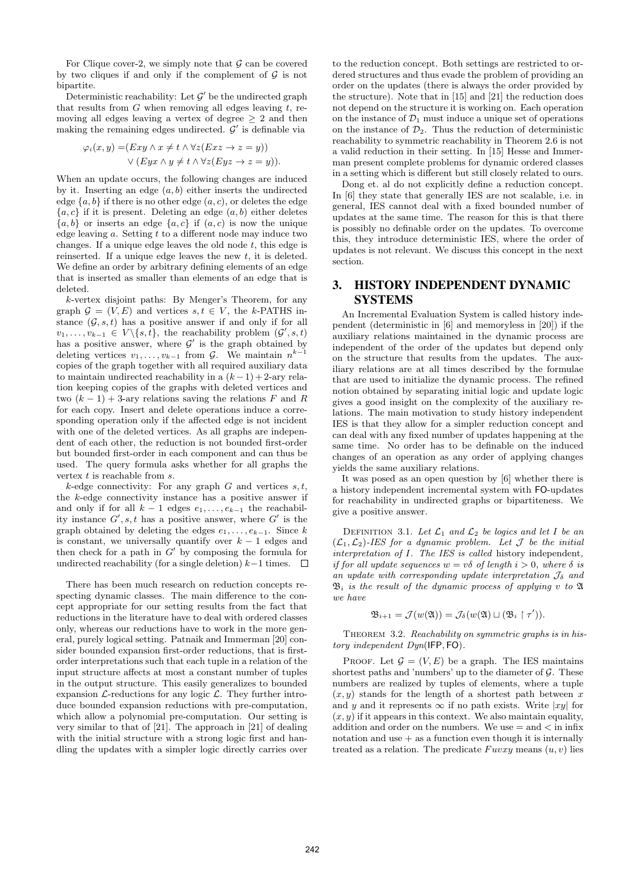For Clique cover-2, we simply note that $\mathcal{G}$ can be covered by two cliques if and only if the complement of $\mathcal{G}$ is not bipartite.

Deterministic reachability: Let $\mathcal{G}'$ be the undirected graph that results from $G$ when removing all edges leaving $t$, removing all edges leaving a vertex of degree $\geq 2$ and then making the remaining edges undirected. $\mathcal{G}'$ is definable via

$$\varphi_i(x,y) = (Exy \wedge x \neq t \wedge \forall z(Exz \rightarrow z = y)) \vee (Eyx \wedge y \neq t \wedge \forall z(Eyz \rightarrow z = y)).$$

When an update occurs, the following changes are induced by it. Inserting an edge $(a,b)$ either inserts the undirected edge $\{a,b\}$ if there is no other edge $(a,c)$, or deletes the edge $\{a,c\}$ if it is present. Deleting an edge $(a,b)$ either deletes $\{a,b\}$ or inserts an edge $\{a,c\}$ if $(a,c)$ is now the unique edge leaving $a$. Setting $t$ to a different node may induce two changes. If a unique edge leaves the old node $t$, this edge is reinserted. If a unique edge leaves the new $t$, it is deleted. We define an order by arbitrary defining elements of an edge that is inserted as smaller than elements of an edge that is deleted.

$k$-vertex disjoint paths: By Menger's Theorem, for any graph $\mathcal{G} = (V,E)$ and vertices $s,t \in V$, the $k$-PATHS instance $(\mathcal{G},s,t)$ has a positive answer if and only if for all $v_1,\ldots,v_{k-1} \in V\backslash\{s,t\}$, the reachability problem $(\mathcal{G}',s,t)$ has a positive answer, where $\mathcal{G}'$ is the graph obtained by deleting vertices $v_1,\ldots,v_{k-1}$ from $\mathcal{G}$. We maintain $n^{k-1}$ copies of the graph together with all required auxiliary data to maintain undirected reachability in a $(k-1)+2$-ary relation keeping copies of the graphs with deleted vertices and two $(k-1)+3$-ary relations saving the relations $F$ and $R$ for each copy. Insert and delete operations induce a corresponding operation only if the affected edge is not incident with one of the deleted vertices. As all graphs are independent of each other, the reduction is not bounded first-order but bounded first-order in each component and can thus be used. The query formula asks whether for all graphs the vertex $t$ is reachable from $s$.

$k$-edge connectivity: For any graph $G$ and vertices $s,t$, the $k$-edge connectivity instance has a positive answer if and only if for all $k-1$ edges $e_1,\ldots,e_{k-1}$ the reachability instance $G',s,t$ has a positive answer, where $G'$ is the graph obtained by deleting the edges $e_1,\ldots,e_{k-1}$. Since $k$ is constant, we universally quantify over $k-1$ edges and then check for a path in $G'$ by composing the formula for undirected reachability (for a single deletion) $k-1$ times. □

There has been much research on reduction concepts respecting dynamic classes. The main difference to the concept appropriate for our setting results from the fact that reductions in the literature have to deal with ordered classes only, whereas our reductions have to work in the more general, purely logical setting. Patnaik and Immerman [20] consider bounded expansion first-order reductions, that is first-order interpretations such that each tuple in a relation of the input structure affects at most a constant number of tuples in the output structure. This easily generalizes to bounded expansion $\mathcal{L}$-reductions for any logic $\mathcal{L}$. They further introduce bounded expansion reductions with pre-computation, which allow a polynomial pre-computation. Our setting is very similar to that of [21]. The approach in [21] of dealing with the initial structure with a strong logic first and handling the updates with a simpler logic directly carries over to the reduction concept. Both settings are restricted to ordered structures and thus evade the problem of providing an order on the updates (there is always the order provided by the structure). Note that in [15] and [21] the reduction does not depend on the structure it is working on. Each operation on the instance of $\mathcal{D}_1$ must induce a unique set of operations on the instance of $\mathcal{D}_2$. Thus the reduction of deterministic reachability to symmetric reachability in Theorem 2.6 is not a valid reduction in their setting. In [15] Hesse and Immerman present complete problems for dynamic ordered classes in a setting which is different but still closely related to ours.

Dong et. al do not explicitly define a reduction concept. In [6] they state that generally IES are not scalable, i.e. in general, IES cannot deal with a fixed bounded number of updates at the same time. The reason for this is that there is possibly no definable order on the updates. To overcome this, they introduce deterministic IES, where the order of updates is not relevant. We discuss this concept in the next section.

# 3. HISTORY INDEPENDENT DYNAMIC SYSTEMS

An Incremental Evaluation System is called history independent (deterministic in [6] and memoryless in [20]) if the auxiliary relations maintained in the dynamic process are independent of the order of the updates but depend only on the structure that results from the updates. The auxiliary relations are at all times described by the formulae that are used to initialize the dynamic process. The refined notion obtained by separating initial logic and update logic gives a good insight on the complexity of the auxiliary relations. The main motivation to study history independent IES is that they allow for a simpler reduction concept and can deal with any fixed number of updates happening at the same time. No order has to be definable on the induced changes of an operation as any order of applying changes yields the same auxiliary relations.

It was posed as an open question by [6] whether there is a history independent incremental system with FO-updates for reachability in undirected graphs or bipartiteness. We give a positive answer.

Definition 3.1. *Let $\mathcal{L}_1$ and $\mathcal{L}_2$ be logics and let $I$ be an $(\mathcal{L}_1,\mathcal{L}_2)$-IES for a dynamic problem. Let $\mathcal{J}$ be the initial interpretation of $I$. The IES is called* history independent, *if for all update sequences $w = v\delta$ of length $i > 0$, where $\delta$ is an update with corresponding update interpretation $\mathcal{J}_\delta$ and $\mathfrak{B}_i$ is the result of the dynamic process of applying $v$ to $\mathfrak{A}$ we have*

$$\mathfrak{B}_{i+1} = \mathcal{J}(w(\mathfrak{A})) = \mathcal{J}_\delta(w(\mathfrak{A}) \sqcup (\mathfrak{B}_i \upharpoonright \tau')).$$

Theorem 3.2. *Reachability on symmetric graphs is in history independent Dyn(IFP, FO).*

Proof. Let $\mathcal{G} = (V,E)$ be a graph. The IES maintains shortest paths and 'numbers' up to the diameter of $\mathcal{G}$. These numbers are realized by tuples of elements, where a tuple $(x,y)$ stands for the length of a shortest path between $x$ and $y$ and it represents $\infty$ if no path exists. Write $|xy|$ for $(x,y)$ if it appears in this context. We also maintain equality, addition and order on the numbers. We use $=$ and $<$ in infix notation and use $+$ as a function even though it is internally treated as a relation. The predicate $Fuvxy$ means $(u,v)$ lies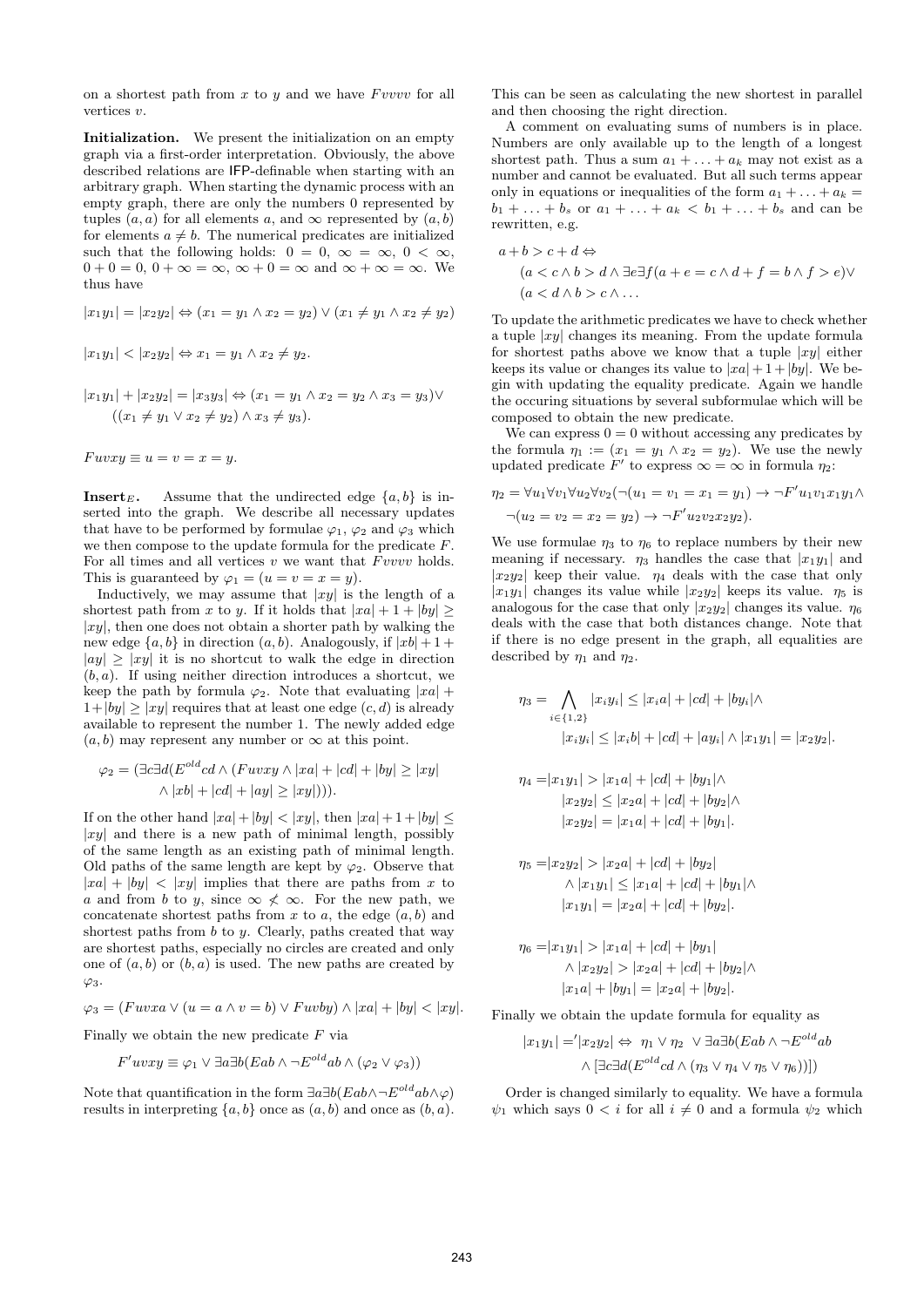on a shortest path from $x$ to $y$ and we have $Fvvvv$ for all vertices $v$.

**Initialization.** We present the initialization on an empty graph via a first-order interpretation. Obviously, the above described relations are IFP-definable when starting with an arbitrary graph. When starting the dynamic process with an empty graph, there are only the numbers 0 represented by tuples $(a, a)$ for all elements $a$, and $\infty$ represented by $(a, b)$ for elements $a \neq b$. The numerical predicates are initialized such that the following holds: $0 = 0$, $\infty = \infty$, $0 < \infty$, $0 + 0 = 0$, $0 + \infty = \infty$, $\infty + 0 = \infty$ and $\infty + \infty = \infty$. We thus have

$$|x_1y_1| = |x_2y_2| \Leftrightarrow (x_1 = y_1 \wedge x_2 = y_2) \vee (x_1 \neq y_1 \wedge x_2 \neq y_2)$$

$$|x_1y_1| < |x_2y_2| \Leftrightarrow x_1 = y_1 \wedge x_2 \neq y_2.$$

$$|x_1y_1| + |x_2y_2| = |x_3y_3| \Leftrightarrow (x_1 = y_1 \wedge x_2 = y_2 \wedge x_3 = y_3) \vee ((x_1 \neq y_1 \vee x_2 \neq y_2) \wedge x_3 \neq y_3).$$

$$Fuvxy \equiv u = v = x = y.$$

**Insert$_E$.** Assume that the undirected edge $\{a, b\}$ is inserted into the graph. We describe all necessary updates that have to be performed by formulae $\varphi_1$, $\varphi_2$ and $\varphi_3$ which we then compose to the update formula for the predicate $F$. For all times and all vertices $v$ we want that $Fvvvv$ holds. This is guaranteed by $\varphi_1 = (u = v = x = y)$.

Inductively, we may assume that $|xy|$ is the length of a shortest path from $x$ to $y$. If it holds that $|xa| + 1 + |by| \geq |xy|$, then one does not obtain a shorter path by walking the new edge $\{a, b\}$ in direction $(a, b)$. Analogously, if $|xb| + 1 + |ay| \geq |xy|$ it is no shortcut to walk the edge in direction $(b, a)$. If using neither direction introduces a shortcut, we keep the path by formula $\varphi_2$. Note that evaluating $|xa| + 1 + |by| \geq |xy|$ requires that at least one edge $(c, d)$ is already available to represent the number 1. The newly added edge $(a, b)$ may represent any number or $\infty$ at this point.

$$\varphi_2 = (\exists c \exists d (E^{old}cd \wedge (Fuvxy \wedge |xa| + |cd| + |by| \geq |xy| \wedge |xb| + |cd| + |ay| \geq |xy|))).$$

If on the other hand $|xa| + |by| < |xy|$, then $|xa| + 1 + |by| \leq |xy|$ and there is a new path of minimal length, possibly of the same length as an existing path of minimal length. Old paths of the same length are kept by $\varphi_2$. Observe that $|xa| + |by| < |xy|$ implies that there are paths from $x$ to $a$ and from $b$ to $y$, since $\infty \not< \infty$. For the new path, we concatenate shortest paths from $x$ to $a$, the edge $(a, b)$ and shortest paths from $b$ to $y$. Clearly, paths created that way are shortest paths, especially no circles are created and only one of $(a, b)$ or $(b, a)$ is used. The new paths are created by $\varphi_3$.

$$\varphi_3 = (Fuvxa \vee (u = a \wedge v = b) \vee Fuvby) \wedge |xa| + |by| < |xy|.$$

Finally we obtain the new predicate $F$ via

$$F'uvxy \equiv \varphi_1 \vee \exists a \exists b (Eab \wedge \neg E^{old}ab \wedge (\varphi_2 \vee \varphi_3))$$

Note that quantification in the form $\exists a \exists b (Eab \wedge \neg E^{old}ab \wedge \varphi)$ results in interpreting $\{a, b\}$ once as $(a, b)$ and once as $(b, a)$. This can be seen as calculating the new shortest in parallel and then choosing the right direction.

A comment on evaluating sums of numbers is in place. Numbers are only available up to the length of a longest shortest path. Thus a sum $a_1 + \ldots + a_k$ may not exist as a number and cannot be evaluated. But all such terms appear only in equations or inequalities of the form $a_1 + \ldots + a_k = b_1 + \ldots + b_s$ or $a_1 + \ldots + a_k < b_1 + \ldots + b_s$ and can be rewritten, e.g.

$$\begin{aligned} a + b > c + d \Leftrightarrow\ & \\ & (a < c \wedge b > d \wedge \exists e \exists f (a + e = c \wedge d + f = b \wedge f > e) \vee \\ & (a < d \wedge b > c \wedge \ldots \end{aligned}$$

To update the arithmetic predicates we have to check whether a tuple $|xy|$ changes its meaning. From the update formula for shortest paths above we know that a tuple $|xy|$ either keeps its value or changes its value to $|xa| + 1 + |by|$. We begin with updating the equality predicate. Again we handle the occuring situations by several subformulae which will be composed to obtain the new predicate.

We can express $0 = 0$ without accessing any predicates by the formula $\eta_1 := (x_1 = y_1 \wedge x_2 = y_2)$. We use the newly updated predicate $F'$ to express $\infty = \infty$ in formula $\eta_2$:

$$\begin{aligned} \eta_2 = \forall u_1 \forall v_1 \forall u_2 \forall v_2 (&\neg(u_1 = v_1 = x_1 = y_1) \rightarrow \neg F' u_1 v_1 x_1 y_1 \wedge \\ &\neg(u_2 = v_2 = x_2 = y_2) \rightarrow \neg F' u_2 v_2 x_2 y_2). \end{aligned}$$

We use formulae $\eta_3$ to $\eta_6$ to replace numbers by their new meaning if necessary. $\eta_3$ handles the case that $|x_1y_1|$ and $|x_2y_2|$ keep their value. $\eta_4$ deals with the case that only $|x_1y_1|$ changes its value while $|x_2y_2|$ keeps its value. $\eta_5$ is analogous for the case that only $|x_2y_2|$ changes its value. $\eta_6$ deals with the case that both distances change. Note that if there is no edge present in the graph, all equalities are described by $\eta_1$ and $\eta_2$.

$$\begin{aligned} \eta_3 = \bigwedge_{i \in \{1,2\}} & |x_iy_i| \leq |x_ia| + |cd| + |by_i| \wedge \\ & |x_iy_i| \leq |x_ib| + |cd| + |ay_i| \wedge |x_1y_1| = |x_2y_2|. \end{aligned}$$

$$\begin{aligned} \eta_4 = & |x_1y_1| > |x_1a| + |cd| + |by_1| \wedge \\ & |x_2y_2| \leq |x_2a| + |cd| + |by_2| \wedge \\ & |x_2y_2| = |x_1a| + |cd| + |by_1|. \end{aligned}$$

$$\begin{aligned} \eta_5 = & |x_2y_2| > |x_2a| + |cd| + |by_2| \\ & \wedge |x_1y_1| \leq |x_1a| + |cd| + |by_1| \wedge \\ & |x_1y_1| = |x_2a| + |cd| + |by_2|. \end{aligned}$$

$$\begin{aligned} \eta_6 = & |x_1y_1| > |x_1a| + |cd| + |by_1| \\ & \wedge |x_2y_2| > |x_2a| + |cd| + |by_2| \wedge \\ & |x_1a| + |by_1| = |x_2a| + |by_2|. \end{aligned}$$

Finally we obtain the update formula for equality as

$$\begin{aligned} |x_1y_1| =' |x_2y_2| \Leftrightarrow\ & \eta_1 \vee \eta_2 \ \vee \exists a \exists b (Eab \wedge \neg E^{old}ab \\ & \wedge [\exists c \exists d (E^{old}cd \wedge (\eta_3 \vee \eta_4 \vee \eta_5 \vee \eta_6))]) \end{aligned}$$

Order is changed similarly to equality. We have a formula $\psi_1$ which says $0 < i$ for all $i \neq 0$ and a formula $\psi_2$ which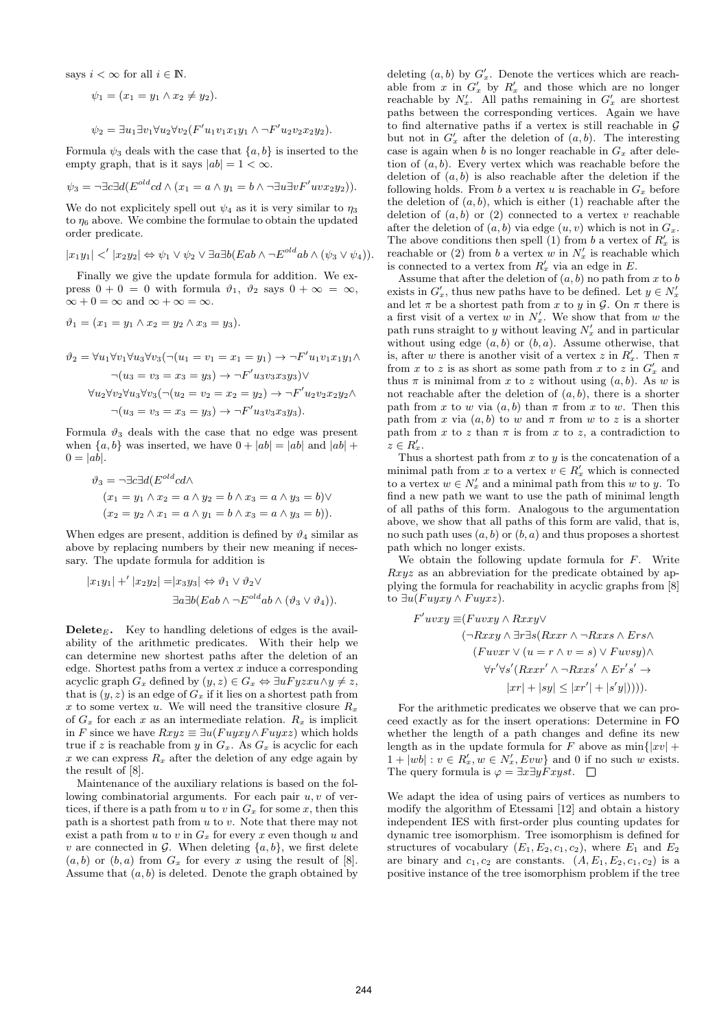says $i < \infty$ for all $i \in \mathbb{N}$.

$$\psi_1 = (x_1 = y_1 \wedge x_2 \neq y_2).$$

$$\psi_2 = \exists u_1 \exists v_1 \forall u_2 \forall v_2 (F' u_1 v_1 x_1 y_1 \wedge \neg F' u_2 v_2 x_2 y_2).$$

Formula $\psi_3$ deals with the case that $\{a, b\}$ is inserted to the empty graph, that is it says $|ab| = 1 < \infty$.

$$\psi_3 = \neg \exists c \exists d (E^{old} cd \wedge (x_1 = a \wedge y_1 = b \wedge \neg \exists u \exists v F' uvx_2 y_2)).$$

We do not explicitely spell out $\psi_4$ as it is very similar to $\eta_3$ to $\eta_6$ above. We combine the formulae to obtain the updated order predicate.

$$|x_1 y_1| <' |x_2 y_2| \Leftrightarrow \psi_1 \vee \psi_2 \vee \exists a \exists b (Eab \wedge \neg E^{old} ab \wedge (\psi_3 \vee \psi_4)).$$

Finally we give the update formula for addition. We express $0 + 0 = 0$ with formula $\vartheta_1$, $\vartheta_2$ says $0 + \infty = \infty$, $\infty + 0 = \infty$ and $\infty + \infty = \infty$.

$$\vartheta_1 = (x_1 = y_1 \wedge x_2 = y_2 \wedge x_3 = y_3).$$

$$\begin{aligned}
\vartheta_2 = \forall u_1 \forall v_1 \forall u_3 \forall v_3 (&\neg (u_1 = v_1 = x_1 = y_1) \rightarrow \neg F' u_1 v_1 x_1 y_1 \wedge \\
&\neg (u_3 = v_3 = x_3 = y_3) \rightarrow \neg F' u_3 v_3 x_3 y_3) \vee \\
\forall u_2 \forall v_2 \forall u_3 \forall v_3 (&\neg (u_2 = v_2 = x_2 = y_2) \rightarrow \neg F' u_2 v_2 x_2 y_2 \wedge \\
&\neg (u_3 = v_3 = x_3 = y_3) \rightarrow \neg F' u_3 v_3 x_3 y_3).
\end{aligned}$$

Formula $\vartheta_3$ deals with the case that no edge was present when $\{a, b\}$ was inserted, we have $0 + |ab| = |ab|$ and $|ab| + 0 = |ab|$.

$$\begin{aligned}
\vartheta_3 = \neg \exists c \exists d (&E^{old} cd \wedge \\
&(x_1 = y_1 \wedge x_2 = a \wedge y_2 = b \wedge x_3 = a \wedge y_3 = b) \vee \\
&(x_2 = y_2 \wedge x_1 = a \wedge y_1 = b \wedge x_3 = a \wedge y_3 = b)).
\end{aligned}$$

When edges are present, addition is defined by $\vartheta_4$ similar as above by replacing numbers by their new meaning if necessary. The update formula for addition is

$$\begin{aligned}
|x_1 y_1| +' |x_2 y_2| = |x_3 y_3| \Leftrightarrow\ &\vartheta_1 \vee \vartheta_2 \vee \\
&\exists a \exists b (Eab \wedge \neg E^{old} ab \wedge (\vartheta_3 \vee \vartheta_4)).
\end{aligned}$$

**Delete$_E$.** Key to handling deletions of edges is the availability of the arithmetic predicates. With their help we can determine new shortest paths after the deletion of an edge. Shortest paths from a vertex $x$ induce a corresponding acyclic graph $G_x$ defined by $(y, z) \in G_x \Leftrightarrow \exists u F yzxu \wedge y \neq z$, that is $(y, z)$ is an edge of $G_x$ if it lies on a shortest path from $x$ to some vertex $u$. We will need the transitive closure $R_x$ of $G_x$ for each $x$ as an intermediate relation. $R_x$ is implicit in $F$ since we have $Rxyz \equiv \exists u (F uyxy \wedge F uyxz)$ which holds true if $z$ is reachable from $y$ in $G_x$. As $G_x$ is acyclic for each $x$ we can express $R_x$ after the deletion of any edge again by the result of [8].

Maintenance of the auxiliary relations is based on the following combinatorial arguments. For each pair $u, v$ of vertices, if there is a path from $u$ to $v$ in $G_x$ for some $x$, then this path is a shortest path from $u$ to $v$. Note that there may not exist a path from $u$ to $v$ in $G_x$ for every $x$ even though $u$ and $v$ are connected in $\mathcal{G}$. When deleting $\{a, b\}$, we first delete $(a, b)$ or $(b, a)$ from $G_x$ for every $x$ using the result of [8]. Assume that $(a, b)$ is deleted. Denote the graph obtained by deleting $(a, b)$ by $G'_x$. Denote the vertices which are reachable from $x$ in $G'_x$ by $R'_x$ and those which are no longer reachable by $N'_x$. All paths remaining in $G'_x$ are shortest paths between the corresponding vertices. Again we have to find alternative paths if a vertex is still reachable in $\mathcal{G}$ but not in $G'_x$ after the deletion of $(a, b)$. The interesting case is again when $b$ is no longer reachable in $G_x$ after deletion of $(a, b)$. Every vertex which was reachable before the deletion of $(a, b)$ is also reachable after the deletion if the following holds. From $b$ a vertex $u$ is reachable in $G_x$ before the deletion of $(a, b)$, which is either (1) reachable after the deletion of $(a, b)$ or (2) connected to a vertex $v$ reachable after the deletion of $(a, b)$ via edge $(u, v)$ which is not in $G_x$. The above conditions then spell (1) from $b$ a vertex of $R'_x$ is reachable or (2) from $b$ a vertex $w$ in $N'_x$ is reachable which is connected to a vertex from $R'_x$ via an edge in $E$.

Assume that after the deletion of $(a, b)$ no path from $x$ to $b$ exists in $G'_x$, thus new paths have to be defined. Let $y \in N'_x$ and let $\pi$ be a shortest path from $x$ to $y$ in $\mathcal{G}$. On $\pi$ there is a first visit of a vertex $w$ in $N'_x$. We show that from $w$ the path runs straight to $y$ without leaving $N'_x$ and in particular without using edge $(a, b)$ or $(b, a)$. Assume otherwise, that is, after $w$ there is another visit of a vertex $z$ in $R'_x$. Then $\pi$ from $x$ to $z$ is as short as some path from $x$ to $z$ in $G'_x$ and thus $\pi$ is minimal from $x$ to $z$ without using $(a, b)$. As $w$ is not reachable after the deletion of $(a, b)$, there is a shorter path from $x$ to $w$ via $(a, b)$ than $\pi$ from $x$ to $w$. Then this path from $x$ via $(a, b)$ to $w$ and $\pi$ from $w$ to $z$ is a shorter path from $x$ to $z$ than $\pi$ is from $x$ to $z$, a contradiction to $z \in R'_x$.

Thus a shortest path from $x$ to $y$ is the concatenation of a minimal path from $x$ to a vertex $v \in R'_x$ which is connected to a vertex $w \in N'_x$ and a minimal path from this $w$ to $y$. To find a new path we want to use the path of minimal length of all paths of this form. Analogous to the argumentation above, we show that all paths of this form are valid, that is, no such path uses $(a, b)$ or $(b, a)$ and thus proposes a shortest path which no longer exists.

We obtain the following update formula for $F$. Write $Rxyz$ as an abbreviation for the predicate obtained by applying the formula for reachability in acyclic graphs from [8] to $\exists u (F uyxy \wedge F uyxz)$.

$$\begin{aligned}
F' uvxy \equiv\ &(F uvxy \wedge Rxxy \vee \\
&(\neg Rxxy \wedge \exists r \exists s (Rxxr \wedge \neg Rxxs \wedge Ers \wedge \\
&(F uvxr \vee (u = r \wedge v = s) \vee F uvsy) \wedge \\
&\forall r' \forall s' (Rxxr' \wedge \neg Rxxs' \wedge Er's' \rightarrow \\
&|xr| + |sy| \leq |xr'| + |s'y|)))).
\end{aligned}$$

For the arithmetic predicates we observe that we can proceed exactly as for the insert operations: Determine in FO whether the length of a path changes and define its new length as in the update formula for $F$ above as $\min\{|xv| + 1 + |wb| : v \in R'_x, w \in N'_x, Evw\}$ and 0 if no such $w$ exists. The query formula is $\varphi = \exists x \exists y F xyst$. $\square$

We adapt the idea of using pairs of vertices as numbers to modify the algorithm of Etessami [12] and obtain a history independent IES with first-order plus counting updates for dynamic tree isomorphism. Tree isomorphism is defined for structures of vocabulary $(E_1, E_2, c_1, c_2)$, where $E_1$ and $E_2$ are binary and $c_1, c_2$ are constants. $(A, E_1, E_2, c_1, c_2)$ is a positive instance of the tree isomorphism problem if the tree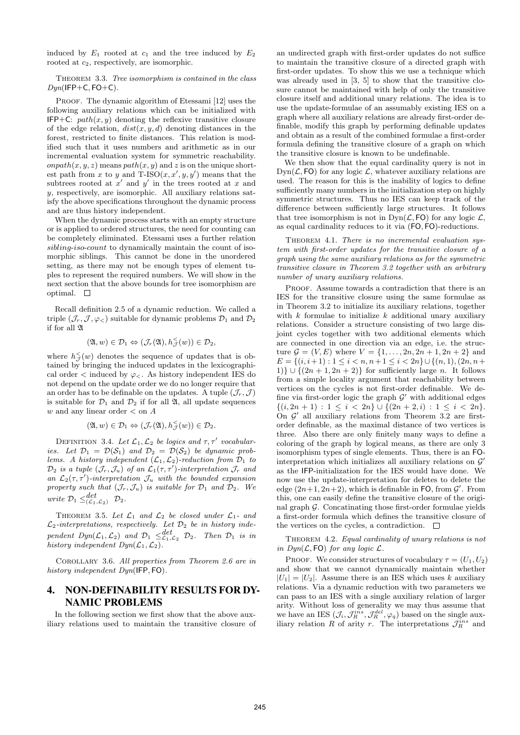induced by $E_1$ rooted at $c_1$ and the tree induced by $E_2$ rooted at $c_2$, respectively, are isomorphic.

THEOREM 3.3. *Tree isomorphism is contained in the class $Dyn(\mathsf{IFP{+}C}, \mathsf{FO{+}C})$.*

PROOF. The dynamic algorithm of Etessami [12] uses the following auxiliary relations which can be initialized with IFP+C: $path(x, y)$ denoting the reflexive transitive closure of the edge relation, $dist(x, y, d)$ denoting distances in the forest, restricted to finite distances. This relation is modified such that it uses numbers and arithmetic as in our incremental evaluation system for symmetric reachability. $onpath(x, y, z)$ means $path(x, y)$ and $z$ is on the unique shortest path from $x$ to $y$ and T-ISO$(x, x', y, y')$ means that the subtrees rooted at $x'$ and $y'$ in the trees rooted at $x$ and $y$, respectively, are isomorphic. All auxiliary relations satisfy the above specifications throughout the dynamic process and are thus history independent.

When the dynamic process starts with an empty structure or is applied to ordered structures, the need for counting can be completely eliminated. Etessami uses a further relation *sibling-iso-count* to dynamically maintain the count of isomorphic siblings. This cannot be done in the unordered setting, as there may not be enough types of element tuples to represent the required numbers. We will show in the next section that the above bounds for tree isomorphism are optimal. □

Recall definition 2.5 of a dynamic reduction. We called a triple $(\mathcal{J}_r, \mathcal{J}, \varphi_<)$ suitable for dynamic problems $\mathcal{D}_1$ and $\mathcal{D}_2$ if for all $\mathfrak{A}$

$$(\mathfrak{A}, w) \in \mathcal{D}_1 \Leftrightarrow (\mathcal{J}_r(\mathfrak{A}), h^<_{\mathcal{J}}(w)) \in \mathcal{D}_2,$$

where $h^<_{\mathcal{J}}(w)$ denotes the sequence of updates that is obtained by bringing the induced updates in the lexicographical order $<$ induced by $\varphi_<$. As history independent IES do not depend on the update order we do no longer require that an order has to be definable on the updates. A tuple $(\mathcal{J}_r, \mathcal{J})$ is suitable for $\mathcal{D}_1$ and $\mathcal{D}_2$ if for all $\mathfrak{A}$, all update sequences $w$ and any linear order $<$ on $A$

$$(\mathfrak{A}, w) \in \mathcal{D}_1 \Leftrightarrow (\mathcal{J}_r(\mathfrak{A}), h^<_{\mathcal{J}}(w)) \in \mathcal{D}_2.$$

DEFINITION 3.4. *Let $\mathcal{L}_1, \mathcal{L}_2$ be logics and $\tau, \tau'$ vocabularies. Let $\mathcal{D}_1 = \mathcal{D}(\mathcal{S}_1)$ and $\mathcal{D}_2 = \mathcal{D}(\mathcal{S}_2)$ be dynamic problems. A history independent $(\mathcal{L}_1, \mathcal{L}_2)$-reduction from $\mathcal{D}_1$ to $\mathcal{D}_2$ is a tuple $(\mathcal{J}_r, \mathcal{J}_u)$ of an $\mathcal{L}_1(\tau, \tau')$-interpretation $\mathcal{J}_r$ and an $\mathcal{L}_2(\tau, \tau')$-interpretation $\mathcal{J}_u$ with the bounded expansion property such that $(\mathcal{J}_r, \mathcal{J}_u)$ is suitable for $\mathcal{D}_1$ and $\mathcal{D}_2$. We write $\mathcal{D}_1 \leq^{det}_{(\mathcal{L}_1, \mathcal{L}_2)} \mathcal{D}_2$.*

THEOREM 3.5. *Let $\mathcal{L}_1$ and $\mathcal{L}_2$ be closed under $\mathcal{L}_1$- and $\mathcal{L}_2$-interpretations, respectively. Let $\mathcal{D}_2$ be in history independent $Dyn(\mathcal{L}_1, \mathcal{L}_2)$ and $\mathcal{D}_1 \leq^{det}_{\mathcal{L}_1, \mathcal{L}_2} \mathcal{D}_2$. Then $\mathcal{D}_1$ is in history independent $Dyn(\mathcal{L}_1, \mathcal{L}_2)$.*

COROLLARY 3.6. *All properties from Theorem 2.6 are in history independent $Dyn(\mathsf{IFP}, \mathsf{FO})$.*

## 4. NON-DEFINABILITY RESULTS FOR DYNAMIC PROBLEMS

In the following section we first show that the above auxiliary relations used to maintain the transitive closure of an undirected graph with first-order updates do not suffice to maintain the transitive closure of a directed graph with first-order updates. To show this we use a technique which was already used in [3, 5] to show that the transitive closure cannot be maintained with help of only the transitive closure itself and additional unary relations. The idea is to use the update-formulae of an assumably existing IES on a graph where all auxiliary relations are already first-order definable, modify this graph by performing definable updates and obtain as a result of the combined formulae a first-order formula defining the transitive closure of a graph on which the transitive closure is known to be undefinable.

We then show that the equal cardinality query is not in $\mathrm{Dyn}(\mathcal{L}, \mathsf{FO})$ for any logic $\mathcal{L}$, whatever auxiliary relations are used. The reason for this is the inability of logics to define sufficiently many numbers in the initialization step on highly symmetric structures. Thus no IES can keep track of the difference between sufficiently large structures. It follows that tree isomorphism is not in $\mathrm{Dyn}(\mathcal{L}, \mathsf{FO})$ for any logic $\mathcal{L}$, as equal cardinality reduces to it via $(\mathsf{FO}, \mathsf{FO})$-reductions.

THEOREM 4.1. *There is no incremental evaluation system with first-order updates for the transitive closure of a graph using the same auxiliary relations as for the symmetric transitive closure in Theorem 3.2 together with an arbitrary number of unary auxiliary relations.*

PROOF. Assume towards a contradiction that there is an IES for the transitive closure using the same formulae as in Theorem 3.2 to initialize its auxiliary relations, together with $k$ formulae to initialize $k$ additional unary auxiliary relations. Consider a structure consisting of two large disjoint cycles together with two additional elements which are connected in one direction via an edge, i.e. the structure $\mathcal{G} = (V, E)$ where $V = \{1, \ldots, 2n, 2n + 1, 2n + 2\}$ and $E = \{(i, i+1) : 1 \leq i < n, n+1 \leq i < 2n\} \cup \{(n, 1), (2n, n + 1)\} \cup \{(2n + 1, 2n + 2)\}$ for sufficiently large $n$. It follows from a simple locality argument that reachability between vertices on the cycles is not first-order definable. We define via first-order logic the graph $\mathcal{G}'$ with additional edges $\{(i, 2n + 1) : 1 \leq i < 2n\} \cup \{(2n + 2, i) : 1 \leq i < 2n\}$. On $\mathcal{G}'$ all auxiliary relations from Theorem 3.2 are first-order definable, as the maximal distance of two vertices is three. Also there are only finitely many ways to define a coloring of the graph by logical means, as there are only 3 isomorphism types of single elements. Thus, there is an FO-interpretation which initializes all auxiliary relations on $\mathcal{G}'$ as the IFP-initialization for the IES would have done. We now use the update-interpretation for deletes to delete the edge $(2n+1, 2n+2)$, which is definable in FO, from $\mathcal{G}'$. From this, one can easily define the transitive closure of the original graph $\mathcal{G}$. Concatinating those first-order formulae yields a first-order formula which defines the transitive closure of the vertices on the cycles, a contradiction. □

THEOREM 4.2. *Equal cardinality of unary relations is not in $Dyn(\mathcal{L}, \mathsf{FO})$ for any logic $\mathcal{L}$.*

PROOF. We consider structures of vocabulary $\tau = (U_1, U_2)$ and show that we cannot dynamically maintain whether $|U_1| = |U_2|$. Assume there is an IES which uses $k$ auxiliary relations. Via a dynamic reduction with two parameters we can pass to an IES with a single auxiliary relation of larger arity. Without loss of generality we may thus assume that we have an IES $(\mathcal{J}_i, \mathcal{J}^{ins}_R, \mathcal{J}^{del}_R, \varphi_q)$ based on the single auxiliary relation $R$ of arity $r$. The interpretations $\mathcal{J}^{ins}_R$ and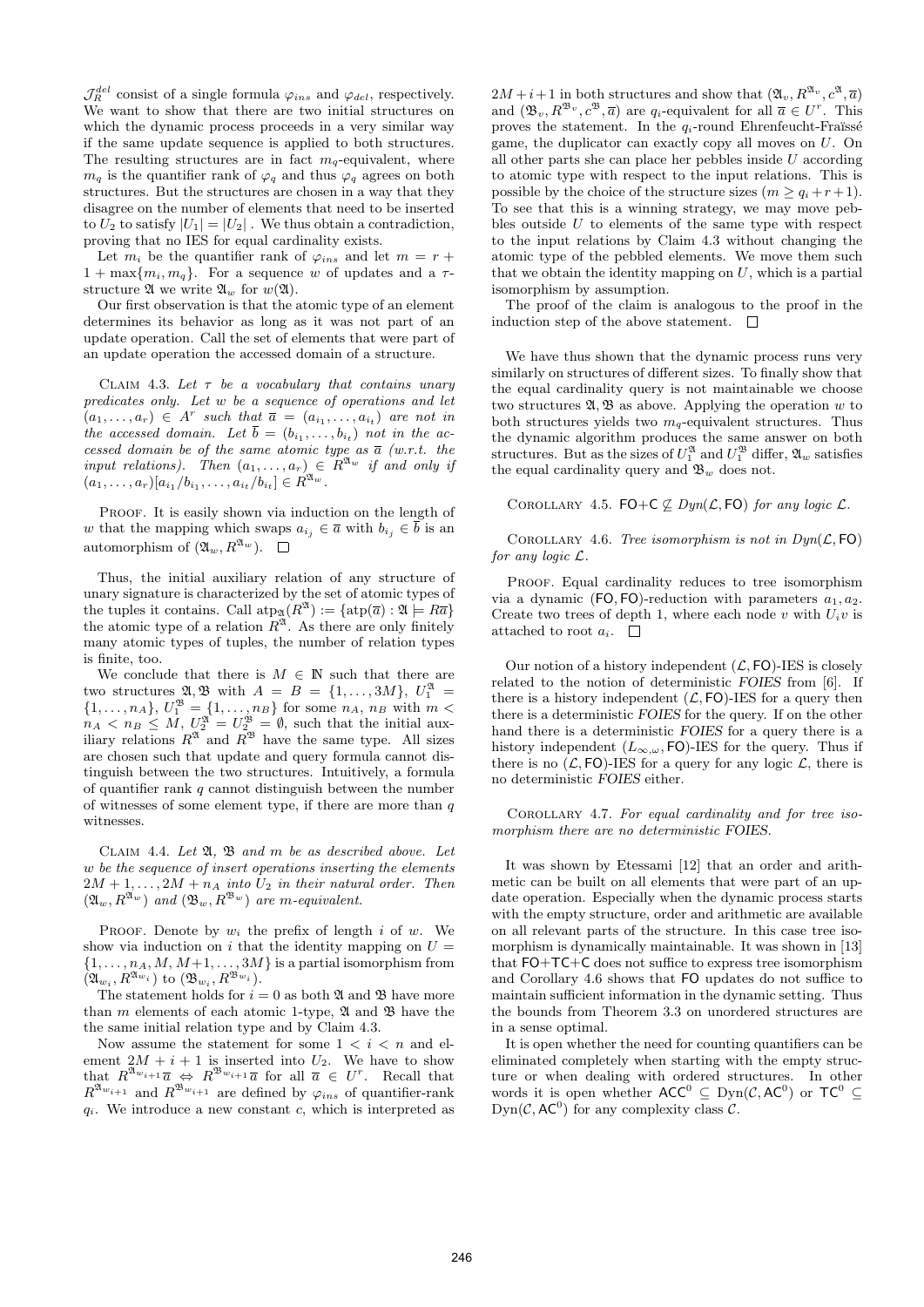$\mathcal{J}_R^{del}$ consist of a single formula $\varphi_{ins}$ and $\varphi_{del}$, respectively. We want to show that there are two initial structures on which the dynamic process proceeds in a very similar way if the same update sequence is applied to both structures. The resulting structures are in fact $m_q$-equivalent, where $m_q$ is the quantifier rank of $\varphi_q$ and thus $\varphi_q$ agrees on both structures. But the structures are chosen in a way that they disagree on the number of elements that need to be inserted to $U_2$ to satisfy $|U_1| = |U_2|$ . We thus obtain a contradiction, proving that no IES for equal cardinality exists.

Let $m_i$ be the quantifier rank of $\varphi_{ins}$ and let $m = r + 1 + \max\{m_i, m_q\}$. For a sequence $w$ of updates and a $\tau$-structure $\mathfrak{A}$ we write $\mathfrak{A}_w$ for $w(\mathfrak{A})$.

Our first observation is that the atomic type of an element determines its behavior as long as it was not part of an update operation. Call the set of elements that were part of an update operation the accessed domain of a structure.

Claim 4.3. *Let $\tau$ be a vocabulary that contains unary predicates only. Let $w$ be a sequence of operations and let $(a_1, \ldots, a_r) \in A^r$ such that $\overline{a} = (a_{i_1}, \ldots, a_{i_t})$ are not in the accessed domain. Let $\overline{b} = (b_{i_1}, \ldots, b_{i_t})$ not in the accessed domain be of the same atomic type as $\overline{a}$ (w.r.t. the input relations). Then $(a_1, \ldots, a_r) \in R^{\mathfrak{A}_w}$ if and only if $(a_1, \ldots, a_r)[a_{i_1}/b_{i_1}, \ldots, a_{i_t}/b_{i_t}] \in R^{\mathfrak{A}_w}$.*

Proof. It is easily shown via induction on the length of $w$ that the mapping which swaps $a_{i_j} \in \overline{a}$ with $b_{i_j} \in \overline{b}$ is an automorphism of $(\mathfrak{A}_w, R^{\mathfrak{A}_w})$. $\square$

Thus, the initial auxiliary relation of any structure of unary signature is characterized by the set of atomic types of the tuples it contains. Call $\text{atp}_{\mathfrak{A}}(R^{\mathfrak{A}}) := \{\text{atp}(\overline{a}) : \mathfrak{A} \models R\overline{a}\}$ the atomic type of a relation $R^{\mathfrak{A}}$. As there are only finitely many atomic types of tuples, the number of relation types is finite, too.

We conclude that there is $M \in \mathbb{N}$ such that there are two structures $\mathfrak{A}, \mathfrak{B}$ with $A = B = \{1, \ldots, 3M\}$, $U_1^{\mathfrak{A}} = \{1, \ldots, n_A\}$, $U_1^{\mathfrak{B}} = \{1, \ldots, n_B\}$ for some $n_A$, $n_B$ with $m < n_A < n_B \leq M$, $U_2^{\mathfrak{A}} = U_2^{\mathfrak{B}} = \emptyset$, such that the initial auxiliary relations $R^{\mathfrak{A}}$ and $R^{\mathfrak{B}}$ have the same type. All sizes are chosen such that update and query formula cannot distinguish between the two structures. Intuitively, a formula of quantifier rank $q$ cannot distinguish between the number of witnesses of some element type, if there are more than $q$ witnesses.

Claim 4.4. *Let $\mathfrak{A}$, $\mathfrak{B}$ and $m$ be as described above. Let $w$ be the sequence of insert operations inserting the elements $2M+1, \ldots, 2M+n_A$ into $U_2$ in their natural order. Then $(\mathfrak{A}_w, R^{\mathfrak{A}_w})$ and $(\mathfrak{B}_w, R^{\mathfrak{B}_w})$ are $m$-equivalent.*

Proof. Denote by $w_i$ the prefix of length $i$ of $w$. We show via induction on $i$ that the identity mapping on $U = \{1, \ldots, n_A, M, M+1, \ldots, 3M\}$ is a partial isomorphism from $(\mathfrak{A}_{w_i}, R^{\mathfrak{A}_{w_i}})$ to $(\mathfrak{B}_{w_i}, R^{\mathfrak{B}_{w_i}})$.

The statement holds for $i = 0$ as both $\mathfrak{A}$ and $\mathfrak{B}$ have more than $m$ elements of each atomic 1-type, $\mathfrak{A}$ and $\mathfrak{B}$ have the the same initial relation type and by Claim 4.3.

Now assume the statement for some $1 < i < n$ and element $2M + i + 1$ is inserted into $U_2$. We have to show that $R^{\mathfrak{A}_{w_{i+1}}}\overline{a} \Leftrightarrow R^{\mathfrak{B}_{w_{i+1}}}\overline{a}$ for all $\overline{a} \in U^r$. Recall that $R^{\mathfrak{A}_{w_{i+1}}}$ and $R^{\mathfrak{B}_{w_{i+1}}}$ are defined by $\varphi_{ins}$ of quantifier-rank $q_i$. We introduce a new constant $c$, which is interpreted as $2M+i+1$ in both structures and show that $(\mathfrak{A}_v, R^{\mathfrak{A}_v}, c^{\mathfrak{A}}, \overline{a})$ and $(\mathfrak{B}_v, R^{\mathfrak{B}_v}, c^{\mathfrak{B}}, \overline{a})$ are $q_i$-equivalent for all $\overline{a} \in U^r$. This proves the statement. In the $q_i$-round Ehrenfeucht-Fraïssé game, the duplicator can exactly copy all moves on $U$. On all other parts she can place her pebbles inside $U$ according to atomic type with respect to the input relations. This is possible by the choice of the structure sizes ($m \geq q_i + r + 1$). To see that this is a winning strategy, we may move pebbles outside $U$ to elements of the same type with respect to the input relations by Claim 4.3 without changing the atomic type of the pebbled elements. We move them such that we obtain the identity mapping on $U$, which is a partial isomorphism by assumption.

The proof of the claim is analogous to the proof in the induction step of the above statement. $\square$

We have thus shown that the dynamic process runs very similarly on structures of different sizes. To finally show that the equal cardinality query is not maintainable we choose two structures $\mathfrak{A}, \mathfrak{B}$ as above. Applying the operation $w$ to both structures yields two $m_q$-equivalent structures. Thus the dynamic algorithm produces the same answer on both structures. But as the sizes of $U_1^{\mathfrak{A}}$ and $U_1^{\mathfrak{B}}$ differ, $\mathfrak{A}_w$ satisfies the equal cardinality query and $\mathfrak{B}_w$ does not.

Corollary 4.5. *$\mathsf{FO}{+}\mathsf{C} \not\subseteq Dyn(\mathcal{L}, \mathsf{FO})$ for any logic $\mathcal{L}$.*

Corollary 4.6. *Tree isomorphism is not in $Dyn(\mathcal{L}, \mathsf{FO})$ for any logic $\mathcal{L}$.*

Proof. Equal cardinality reduces to tree isomorphism via a dynamic $(\mathsf{FO}, \mathsf{FO})$-reduction with parameters $a_1, a_2$. Create two trees of depth 1, where each node $v$ with $U_i v$ is attached to root $a_i$. $\square$

Our notion of a history independent $(\mathcal{L}, \mathsf{FO})$-IES is closely related to the notion of deterministic *FOIES* from [6]. If there is a history independent $(\mathcal{L}, \mathsf{FO})$-IES for a query then there is a deterministic *FOIES* for the query. If on the other hand there is a deterministic *FOIES* for a query there is a history independent $(L_{\infty,\omega}, \mathsf{FO})$-IES for the query. Thus if there is no $(\mathcal{L}, \mathsf{FO})$-IES for a query for any logic $\mathcal{L}$, there is no deterministic *FOIES* either.

Corollary 4.7. *For equal cardinality and for tree isomorphism there are no deterministic FOIES.*

It was shown by Etessami [12] that an order and arithmetic can be built on all elements that were part of an update operation. Especially when the dynamic process starts with the empty structure, order and arithmetic are available on all relevant parts of the structure. In this case tree isomorphism is dynamically maintainable. It was shown in [13] that $\mathsf{FO}{+}\mathsf{TC}{+}\mathsf{C}$ does not suffice to express tree isomorphism and Corollary 4.6 shows that $\mathsf{FO}$ updates do not suffice to maintain sufficient information in the dynamic setting. Thus the bounds from Theorem 3.3 on unordered structures are in a sense optimal.

It is open whether the need for counting quantifiers can be eliminated completely when starting with the empty structure or when dealing with ordered structures. In other words it is open whether $\mathsf{ACC}^0 \subseteq \mathrm{Dyn}(\mathcal{C}, \mathsf{AC}^0)$ or $\mathsf{TC}^0 \subseteq \mathrm{Dyn}(\mathcal{C}, \mathsf{AC}^0)$ for any complexity class $\mathcal{C}$.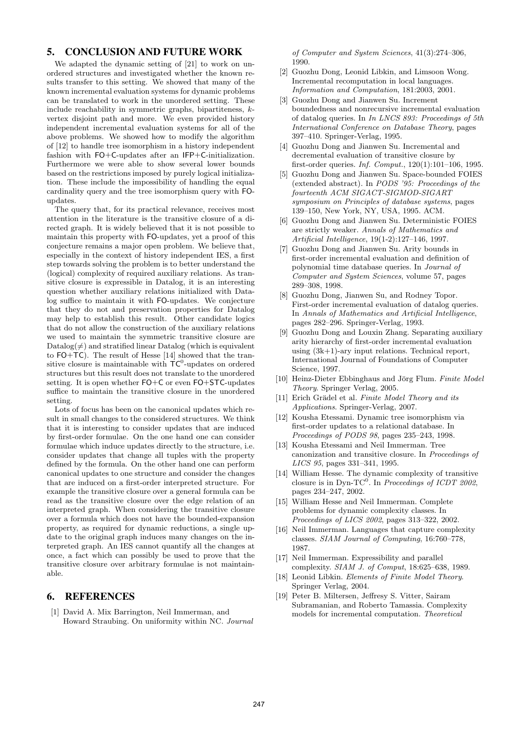## 5. CONCLUSION AND FUTURE WORK

We adapted the dynamic setting of [21] to work on unordered structures and investigated whether the known results transfer to this setting. We showed that many of the known incremental evaluation systems for dynamic problems can be translated to work in the unordered setting. These include reachability in symmetric graphs, bipartiteness, $k$-vertex disjoint path and more. We even provided history independent incremental evaluation systems for all of the above problems. We showed how to modify the algorithm of [12] to handle tree isomorphism in a history independent fashion with FO+C-updates after an IFP+C-initialization. Furthermore we were able to show several lower bounds based on the restrictions imposed by purely logical initialization. These include the impossibility of handling the equal cardinality query and the tree isomorphism query with FO-updates.

The query that, for its practical relevance, receives most attention in the literature is the transitive closure of a directed graph. It is widely believed that it is not possible to maintain this property with FO-updates, yet a proof of this conjecture remains a major open problem. We believe that, especially in the context of history independent IES, a first step towards solving the problem is to better understand the (logical) complexity of required auxiliary relations. As transitive closure is expressible in Datalog, it is an interesting question whether auxiliary relations initialized with Datalog suffice to maintain it with FO-updates. We conjecture that they do not and preservation properties for Datalog may help to establish this result. Other candidate logics that do not allow the construction of the auxiliary relations we used to maintain the symmetric transitive closure are Datalog($\neq$) and stratified linear Datalog (which is equivalent to FO+TC). The result of Hesse [14] showed that the transitive closure is maintainable with $\mathsf{TC}^0$-updates on ordered structures but this result does not translate to the unordered setting. It is open whether FO+C or even FO+STC-updates suffice to maintain the transitive closure in the unordered setting.

Lots of focus has been on the canonical updates which result in small changes to the considered structures. We think that it is interesting to consider updates that are induced by first-order formulae. On the one hand one can consider formulae which induce updates directly to the structure, i.e. consider updates that change all tuples with the property defined by the formula. On the other hand one can perform canonical updates to one structure and consider the changes that are induced on a first-order interpreted structure. For example the transitive closure over a general formula can be read as the transitive closure over the edge relation of an interpreted graph. When considering the transitive closure over a formula which does not have the bounded-expansion property, as required for dynamic reductions, a single update to the original graph induces many changes on the interpreted graph. An IES cannot quantify all the changes at once, a fact which can possibly be used to prove that the transitive closure over arbitrary formulae is not maintainable.

## 6. REFERENCES

[1] David A. Mix Barrington, Neil Immerman, and Howard Straubing. On uniformity within NC. *Journal of Computer and System Sciences*, 41(3):274–306, 1990.

[2] Guozhu Dong, Leonid Libkin, and Limsoon Wong. Incremental recomputation in local languages. *Information and Computation*, 181:2003, 2001.

[3] Guozhu Dong and Jianwen Su. Increment boundedness and nonrecursive incremental evaluation of datalog queries. In *In LNCS 893: Proceedings of 5th International Conference on Database Theory*, pages 397–410. Springer-Verlag, 1995.

[4] Guozhu Dong and Jianwen Su. Incremental and decremental evaluation of transitive closure by first-order queries. *Inf. Comput.*, 120(1):101–106, 1995.

[5] Guozhu Dong and Jianwen Su. Space-bounded FOIES (extended abstract). In *PODS '95: Proceedings of the fourteenth ACM SIGACT-SIGMOD-SIGART symposium on Principles of database systems*, pages 139–150, New York, NY, USA, 1995. ACM.

[6] Guozhu Dong and Jianwen Su. Deterministic FOIES are strictly weaker. *Annals of Mathematics and Artificial Intelligence*, 19(1-2):127–146, 1997.

[7] Guozhu Dong and Jianwen Su. Arity bounds in first-order incremental evaluation and definition of polynomial time database queries. In *Journal of Computer and System Sciences*, volume 57, pages 289–308, 1998.

[8] Guozhu Dong, Jianwen Su, and Rodney Topor. First-order incremental evaluation of datalog queries. In *Annals of Mathematics and Artificial Intelligence*, pages 282–296. Springer-Verlag, 1993.

[9] Guozhu Dong and Louxin Zhang. Separating auxiliary arity hierarchy of first-order incremental evaluation using (3k+1)-ary input relations. Technical report, International Journal of Foundations of Computer Science, 1997.

[10] Heinz-Dieter Ebbinghaus and Jörg Flum. *Finite Model Theory*. Springer Verlag, 2005.

[11] Erich Grädel et al. *Finite Model Theory and its Applications*. Springer-Verlag, 2007.

[12] Kousha Etessami. Dynamic tree isomorphism via first-order updates to a relational database. In *Proceedings of PODS 98*, pages 235–243, 1998.

[13] Kousha Etessami and Neil Immerman. Tree canonization and transitive closure. In *Proceedings of LICS 95*, pages 331–341, 1995.

[14] William Hesse. The dynamic complexity of transitive closure is in Dyn-$\mathrm{TC}^0$. In *Proceedings of ICDT 2002*, pages 234–247, 2002.

[15] William Hesse and Neil Immerman. Complete problems for dynamic complexity classes. In *Proceedings of LICS 2002*, pages 313–322, 2002.

[16] Neil Immerman. Languages that capture complexity classes. *SIAM Journal of Computing*, 16:760–778, 1987.

[17] Neil Immerman. Expressibility and parallel complexity. *SIAM J. of Comput*, 18:625–638, 1989.

[18] Leonid Libkin. *Elements of Finite Model Theory*. Springer Verlag, 2004.

[19] Peter B. Miltersen, Jeffresy S. Vitter, Sairam Subramanian, and Roberto Tamassia. Complexity models for incremental computation. *Theoretical*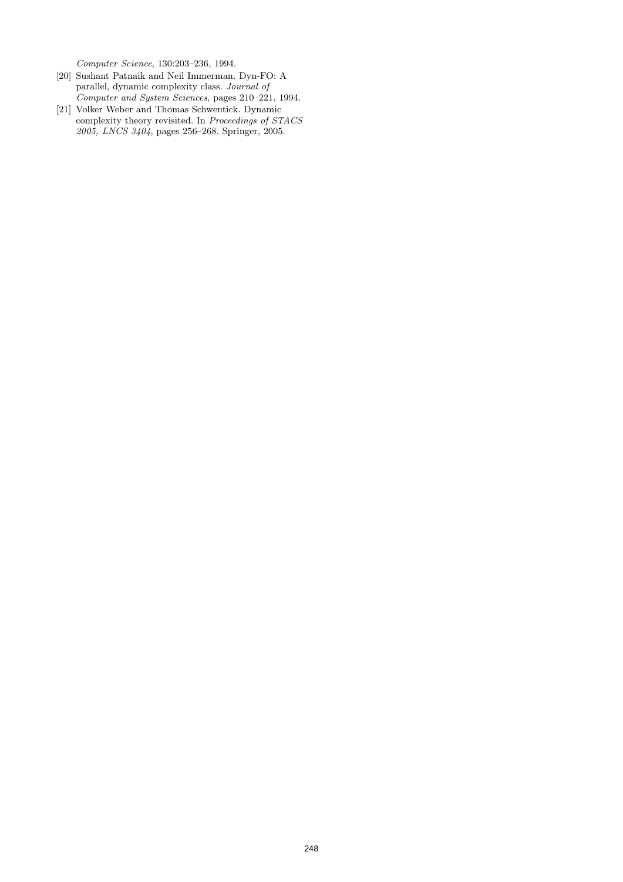*Computer Science*, 130:203–236, 1994.

[20] Sushant Patnaik and Neil Immerman. Dyn-FO: A parallel, dynamic complexity class. *Journal of Computer and System Sciences*, pages 210–221, 1994.

[21] Volker Weber and Thomas Schwentick. Dynamic complexity theory revisited. In *Proceedings of STACS 2005, LNCS 3404*, pages 256–268. Springer, 2005.